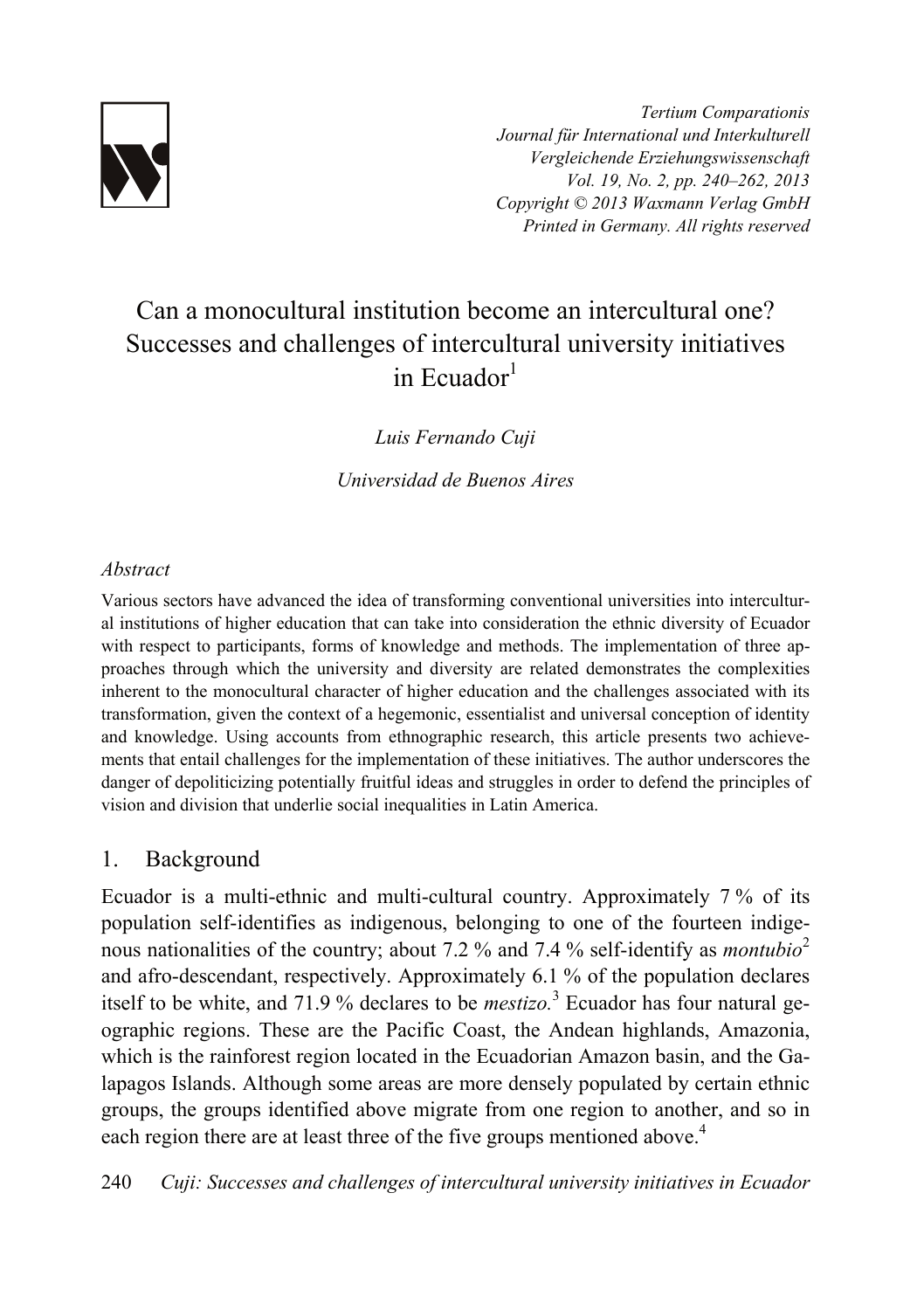# Can a monocultural institution become an intercultural one? Successes and challenges of intercultural university initiatives in Ecuador[1]

*Luis Fernando Cuji*

*Universidad de Buenos Aires*

### *Abstract*

Various sectors have advanced the idea of transforming conventional universities into intercultural institutions of higher education that can take into consideration the ethnic diversity of Ecuador with respect to participants, forms of knowledge and methods. The implementation of three approaches through which the university and diversity are related demonstrates the complexities inherent to the monocultural character of higher education and the challenges associated with its transformation, given the context of a hegemonic, essentialist and universal conception of identity and knowledge. Using accounts from ethnographic research, this article presents two achievements that entail challenges for the implementation of these initiatives. The author underscores the danger of depoliticizing potentially fruitful ideas and struggles in order to defend the principles of vision and division that underlie social inequalities in Latin America.

## 1. Background

Ecuador is a multi-ethnic and multi-cultural country. Approximately 7 % of its population self-identifies as indigenous, belonging to one of the fourteen indigenous nationalities of the country; about 7.2 % and 7.4 % self-identify as *montubio*[2] and afro-descendant, respectively. Approximately 6.1 % of the population declares itself to be white, and 71.9 % declares to be *mestizo.*[3] Ecuador has four natural geographic regions. These are the Pacific Coast, the Andean highlands, Amazonia, which is the rainforest region located in the Ecuadorian Amazon basin, and the Galapagos Islands. Although some areas are more densely populated by certain ethnic groups, the groups identified above migrate from one region to another, and so in each region there are at least three of the five groups mentioned above.[4]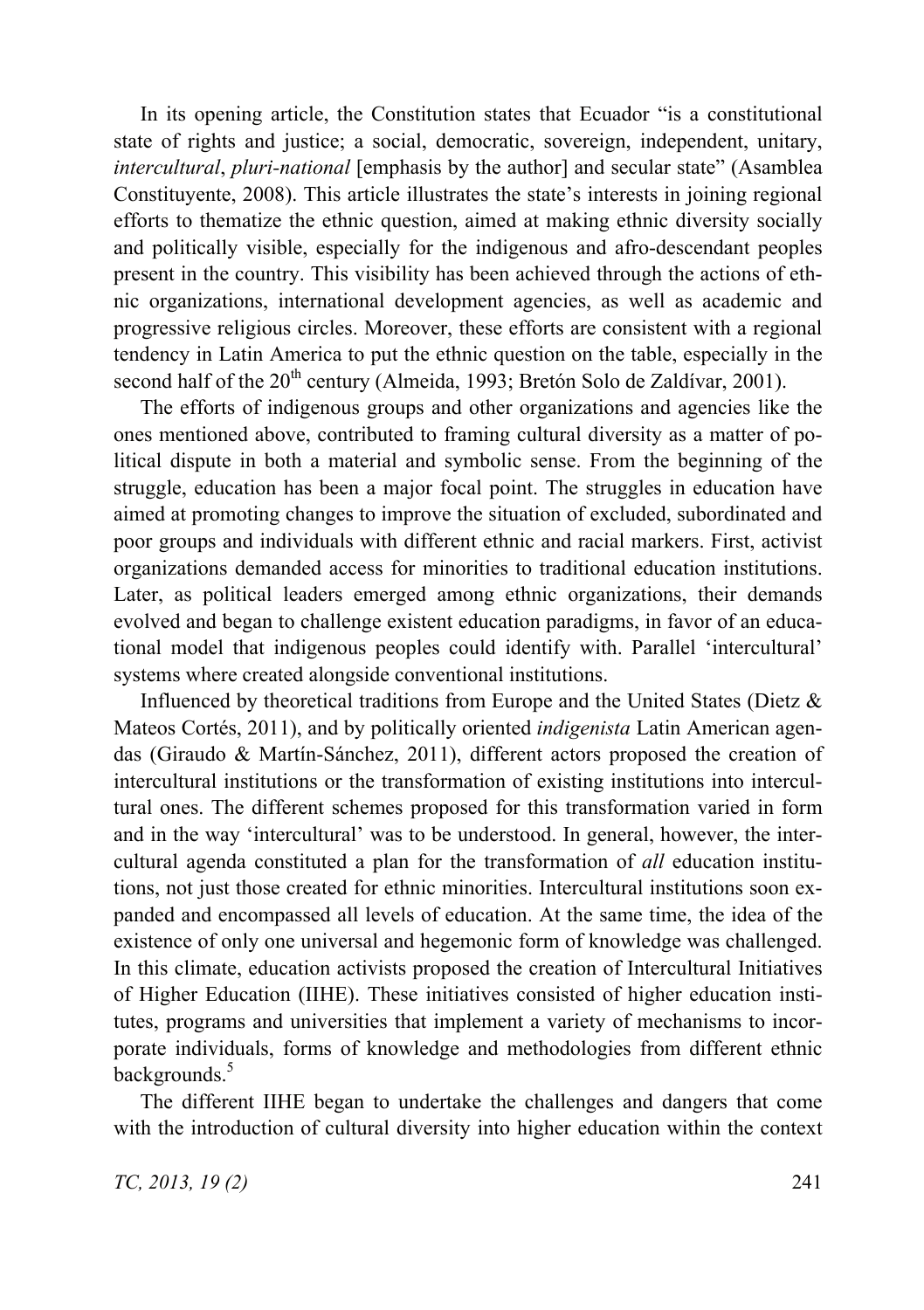In its opening article, the Constitution states that Ecuador "is a constitutional state of rights and justice; a social, democratic, sovereign, independent, unitary, *intercultural*, *pluri-national* [emphasis by the author] and secular state" (Asamblea Constituyente, 2008). This article illustrates the state's interests in joining regional efforts to thematize the ethnic question, aimed at making ethnic diversity socially and politically visible, especially for the indigenous and afro-descendant peoples present in the country. This visibility has been achieved through the actions of ethnic organizations, international development agencies, as well as academic and progressive religious circles. Moreover, these efforts are consistent with a regional tendency in Latin America to put the ethnic question on the table, especially in the second half of the 20th century (Almeida, 1993; Bretón Solo de Zaldívar, 2001).

The efforts of indigenous groups and other organizations and agencies like the ones mentioned above, contributed to framing cultural diversity as a matter of political dispute in both a material and symbolic sense. From the beginning of the struggle, education has been a major focal point. The struggles in education have aimed at promoting changes to improve the situation of excluded, subordinated and poor groups and individuals with different ethnic and racial markers. First, activist organizations demanded access for minorities to traditional education institutions. Later, as political leaders emerged among ethnic organizations, their demands evolved and began to challenge existent education paradigms, in favor of an educational model that indigenous peoples could identify with. Parallel 'intercultural' systems where created alongside conventional institutions.

Influenced by theoretical traditions from Europe and the United States (Dietz & Mateos Cortés, 2011), and by politically oriented *indigenista* Latin American agendas (Giraudo & Martín-Sánchez, 2011), different actors proposed the creation of intercultural institutions or the transformation of existing institutions into intercultural ones. The different schemes proposed for this transformation varied in form and in the way 'intercultural' was to be understood. In general, however, the intercultural agenda constituted a plan for the transformation of *all* education institutions, not just those created for ethnic minorities. Intercultural institutions soon expanded and encompassed all levels of education. At the same time, the idea of the existence of only one universal and hegemonic form of knowledge was challenged. In this climate, education activists proposed the creation of Intercultural Initiatives of Higher Education (IIHE). These initiatives consisted of higher education institutes, programs and universities that implement a variety of mechanisms to incorporate individuals, forms of knowledge and methodologies from different ethnic backgrounds.[5]

The different IIHE began to undertake the challenges and dangers that come with the introduction of cultural diversity into higher education within the context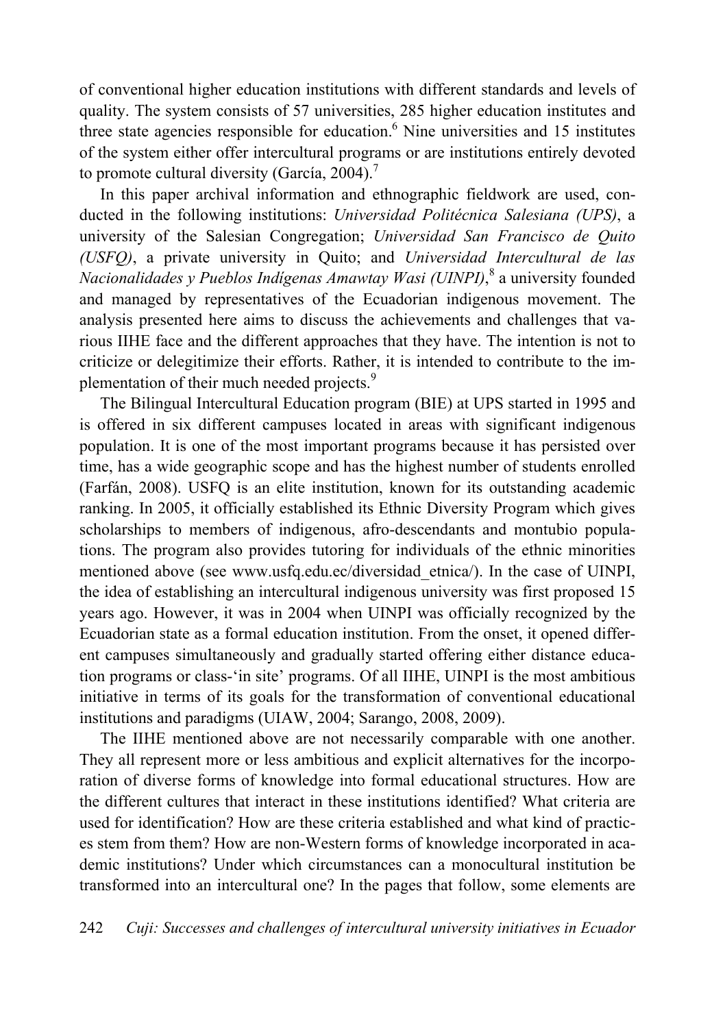of conventional higher education institutions with different standards and levels of quality. The system consists of 57 universities, 285 higher education institutes and three state agencies responsible for education.[6] Nine universities and 15 institutes of the system either offer intercultural programs or are institutions entirely devoted to promote cultural diversity (García, 2004).[7]

In this paper archival information and ethnographic fieldwork are used, conducted in the following institutions: *Universidad Politécnica Salesiana (UPS)*, a university of the Salesian Congregation; *Universidad San Francisco de Quito (USFQ)*, a private university in Quito; and *Universidad Intercultural de las Nacionalidades y Pueblos Indígenas Amawtay Wasi (UINPI)*,[8] a university founded and managed by representatives of the Ecuadorian indigenous movement. The analysis presented here aims to discuss the achievements and challenges that various IIHE face and the different approaches that they have. The intention is not to criticize or delegitimize their efforts. Rather, it is intended to contribute to the implementation of their much needed projects.[9]

The Bilingual Intercultural Education program (BIE) at UPS started in 1995 and is offered in six different campuses located in areas with significant indigenous population. It is one of the most important programs because it has persisted over time, has a wide geographic scope and has the highest number of students enrolled (Farfán, 2008). USFQ is an elite institution, known for its outstanding academic ranking. In 2005, it officially established its Ethnic Diversity Program which gives scholarships to members of indigenous, afro-descendants and montubio populations. The program also provides tutoring for individuals of the ethnic minorities mentioned above (see www.usfq.edu.ec/diversidad_etnica/). In the case of UINPI, the idea of establishing an intercultural indigenous university was first proposed 15 years ago. However, it was in 2004 when UINPI was officially recognized by the Ecuadorian state as a formal education institution. From the onset, it opened different campuses simultaneously and gradually started offering either distance education programs or class-'in site' programs. Of all IIHE, UINPI is the most ambitious initiative in terms of its goals for the transformation of conventional educational institutions and paradigms (UIAW, 2004; Sarango, 2008, 2009).

The IIHE mentioned above are not necessarily comparable with one another. They all represent more or less ambitious and explicit alternatives for the incorporation of diverse forms of knowledge into formal educational structures. How are the different cultures that interact in these institutions identified? What criteria are used for identification? How are these criteria established and what kind of practices stem from them? How are non-Western forms of knowledge incorporated in academic institutions? Under which circumstances can a monocultural institution be transformed into an intercultural one? In the pages that follow, some elements are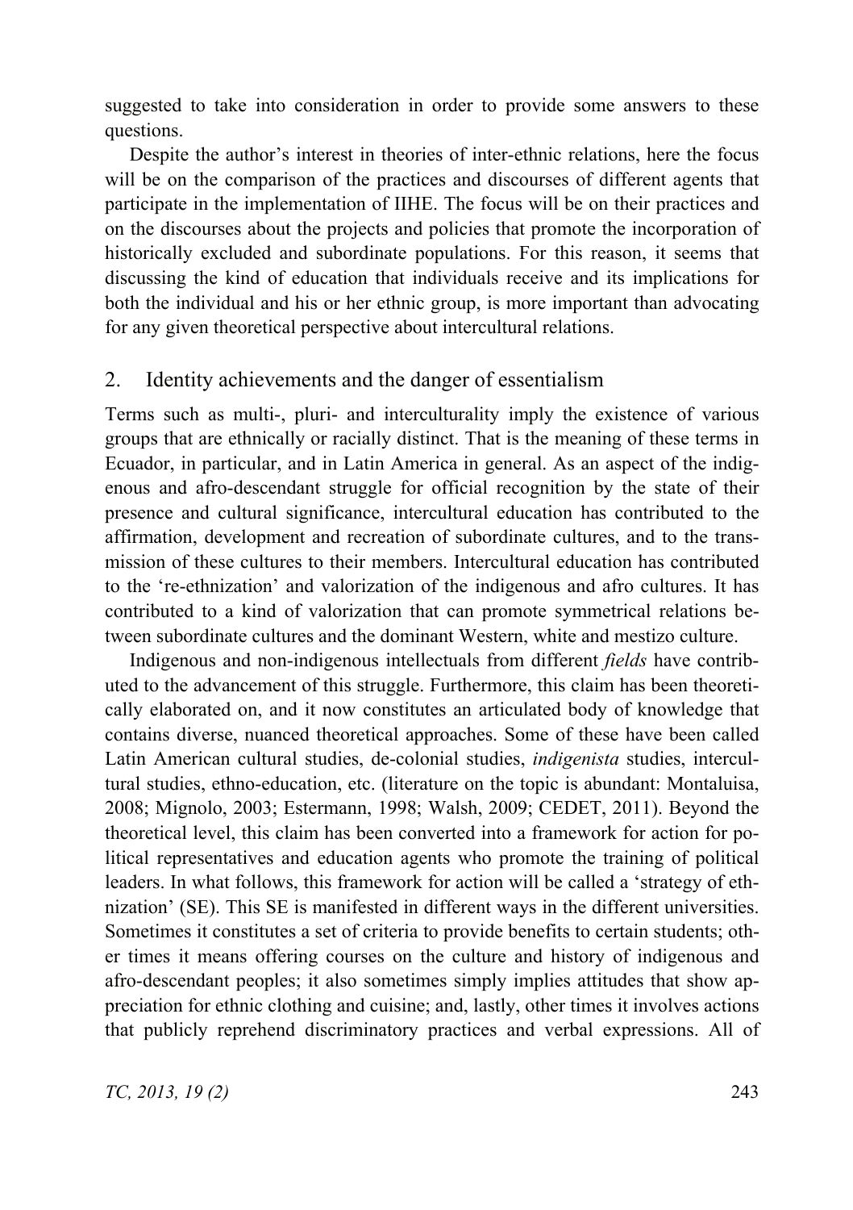suggested to take into consideration in order to provide some answers to these questions.

Despite the author's interest in theories of inter-ethnic relations, here the focus will be on the comparison of the practices and discourses of different agents that participate in the implementation of IIHE. The focus will be on their practices and on the discourses about the projects and policies that promote the incorporation of historically excluded and subordinate populations. For this reason, it seems that discussing the kind of education that individuals receive and its implications for both the individual and his or her ethnic group, is more important than advocating for any given theoretical perspective about intercultural relations.

## 2. Identity achievements and the danger of essentialism

Terms such as multi-, pluri- and interculturality imply the existence of various groups that are ethnically or racially distinct. That is the meaning of these terms in Ecuador, in particular, and in Latin America in general. As an aspect of the indigenous and afro-descendant struggle for official recognition by the state of their presence and cultural significance, intercultural education has contributed to the affirmation, development and recreation of subordinate cultures, and to the transmission of these cultures to their members. Intercultural education has contributed to the 're-ethnization' and valorization of the indigenous and afro cultures. It has contributed to a kind of valorization that can promote symmetrical relations between subordinate cultures and the dominant Western, white and mestizo culture.

Indigenous and non-indigenous intellectuals from different *fields* have contributed to the advancement of this struggle. Furthermore, this claim has been theoretically elaborated on, and it now constitutes an articulated body of knowledge that contains diverse, nuanced theoretical approaches. Some of these have been called Latin American cultural studies, de-colonial studies, *indigenista* studies, intercultural studies, ethno-education, etc. (literature on the topic is abundant: Montaluisa, 2008; Mignolo, 2003; Estermann, 1998; Walsh, 2009; CEDET, 2011). Beyond the theoretical level, this claim has been converted into a framework for action for political representatives and education agents who promote the training of political leaders. In what follows, this framework for action will be called a 'strategy of ethnization' (SE). This SE is manifested in different ways in the different universities. Sometimes it constitutes a set of criteria to provide benefits to certain students; other times it means offering courses on the culture and history of indigenous and afro-descendant peoples; it also sometimes simply implies attitudes that show appreciation for ethnic clothing and cuisine; and, lastly, other times it involves actions that publicly reprehend discriminatory practices and verbal expressions. All of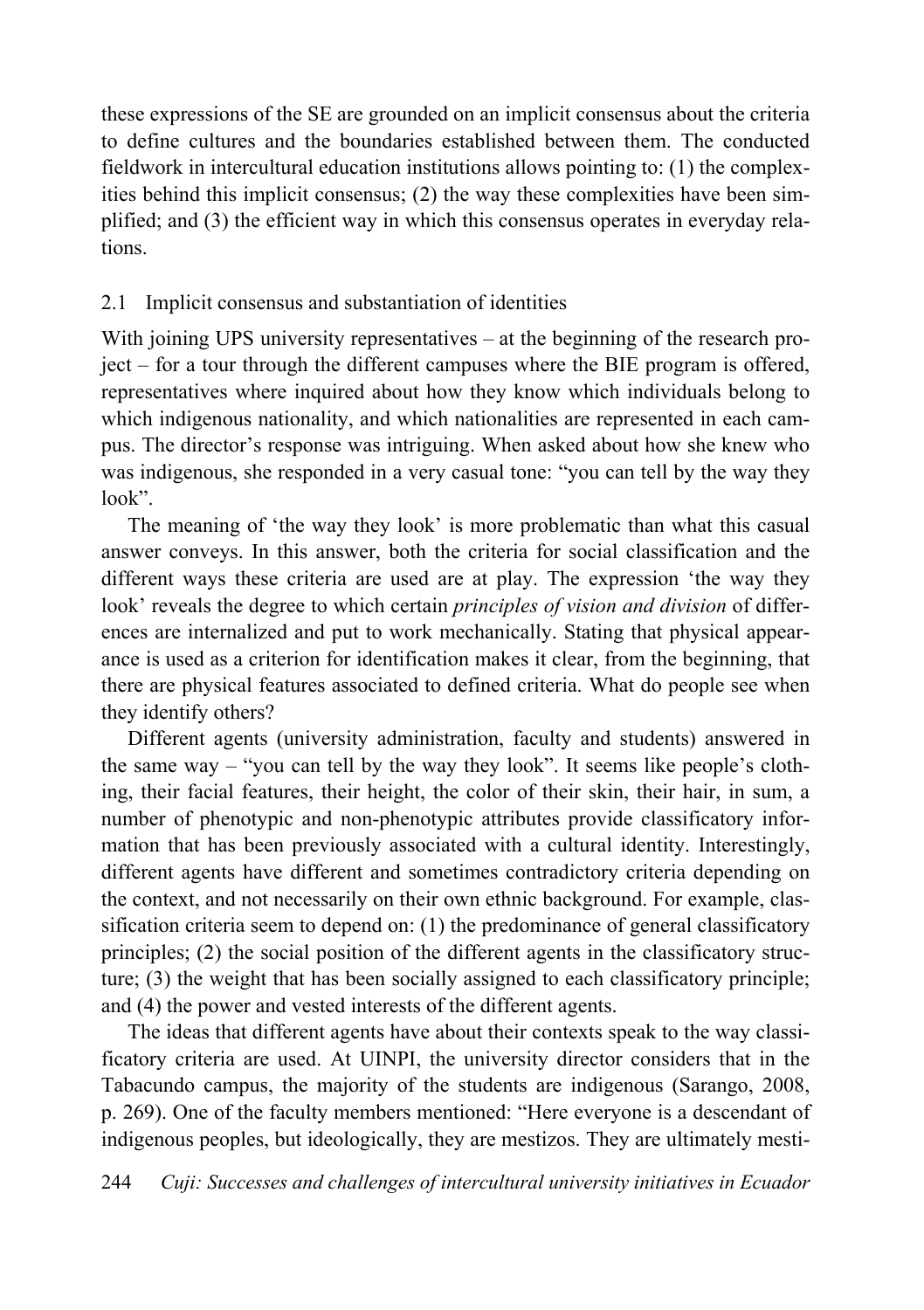these expressions of the SE are grounded on an implicit consensus about the criteria to define cultures and the boundaries established between them. The conducted fieldwork in intercultural education institutions allows pointing to: (1) the complexities behind this implicit consensus; (2) the way these complexities have been simplified; and (3) the efficient way in which this consensus operates in everyday relations.

## 2.1 Implicit consensus and substantiation of identities

With joining UPS university representatives – at the beginning of the research project – for a tour through the different campuses where the BIE program is offered, representatives where inquired about how they know which individuals belong to which indigenous nationality, and which nationalities are represented in each campus. The director's response was intriguing. When asked about how she knew who was indigenous, she responded in a very casual tone: "you can tell by the way they look".

The meaning of 'the way they look' is more problematic than what this casual answer conveys. In this answer, both the criteria for social classification and the different ways these criteria are used are at play. The expression 'the way they look' reveals the degree to which certain *principles of vision and division* of differences are internalized and put to work mechanically. Stating that physical appearance is used as a criterion for identification makes it clear, from the beginning, that there are physical features associated to defined criteria. What do people see when they identify others?

Different agents (university administration, faculty and students) answered in the same way – "you can tell by the way they look". It seems like people's clothing, their facial features, their height, the color of their skin, their hair, in sum, a number of phenotypic and non-phenotypic attributes provide classificatory information that has been previously associated with a cultural identity. Interestingly, different agents have different and sometimes contradictory criteria depending on the context, and not necessarily on their own ethnic background. For example, classification criteria seem to depend on: (1) the predominance of general classificatory principles; (2) the social position of the different agents in the classificatory structure; (3) the weight that has been socially assigned to each classificatory principle; and (4) the power and vested interests of the different agents.

The ideas that different agents have about their contexts speak to the way classificatory criteria are used. At UINPI, the university director considers that in the Tabacundo campus, the majority of the students are indigenous (Sarango, 2008, p. 269). One of the faculty members mentioned: "Here everyone is a descendant of indigenous peoples, but ideologically, they are mestizos. They are ultimately mesti-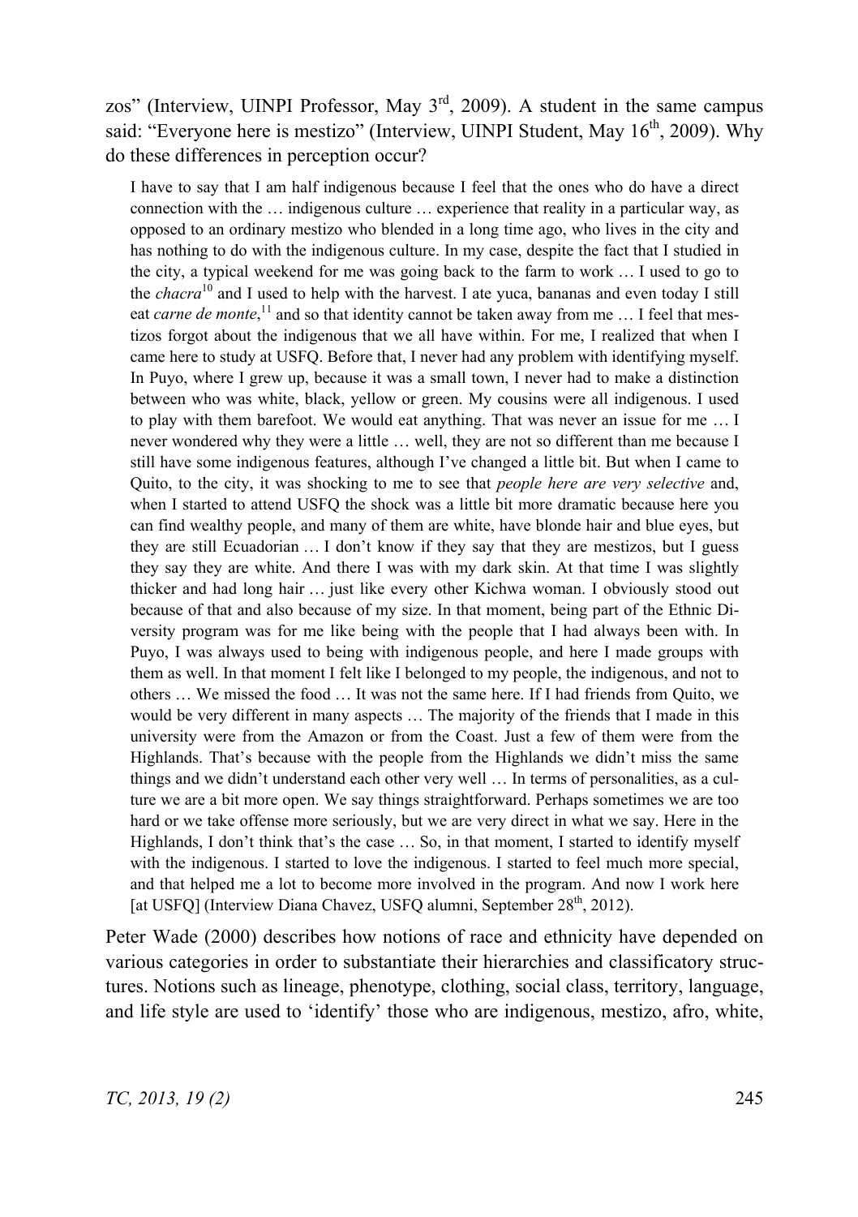zos" (Interview, UINPI Professor, May 3rd, 2009). A student in the same campus said: "Everyone here is mestizo" (Interview, UINPI Student, May 16th, 2009). Why do these differences in perception occur?

> I have to say that I am half indigenous because I feel that the ones who do have a direct connection with the … indigenous culture … experience that reality in a particular way, as opposed to an ordinary mestizo who blended in a long time ago, who lives in the city and has nothing to do with the indigenous culture. In my case, despite the fact that I studied in the city, a typical weekend for me was going back to the farm to work … I used to go to the *chacra*[10] and I used to help with the harvest. I ate yuca, bananas and even today I still eat *carne de monte*,[11] and so that identity cannot be taken away from me … I feel that mestizos forgot about the indigenous that we all have within. For me, I realized that when I came here to study at USFQ. Before that, I never had any problem with identifying myself. In Puyo, where I grew up, because it was a small town, I never had to make a distinction between who was white, black, yellow or green. My cousins were all indigenous. I used to play with them barefoot. We would eat anything. That was never an issue for me … I never wondered why they were a little … well, they are not so different than me because I still have some indigenous features, although I've changed a little bit. But when I came to Quito, to the city, it was shocking to me to see that *people here are very selective* and, when I started to attend USFQ the shock was a little bit more dramatic because here you can find wealthy people, and many of them are white, have blonde hair and blue eyes, but they are still Ecuadorian … I don't know if they say that they are mestizos, but I guess they say they are white. And there I was with my dark skin. At that time I was slightly thicker and had long hair … just like every other Kichwa woman. I obviously stood out because of that and also because of my size. In that moment, being part of the Ethnic Diversity program was for me like being with the people that I had always been with. In Puyo, I was always used to being with indigenous people, and here I made groups with them as well. In that moment I felt like I belonged to my people, the indigenous, and not to others … We missed the food … It was not the same here. If I had friends from Quito, we would be very different in many aspects … The majority of the friends that I made in this university were from the Amazon or from the Coast. Just a few of them were from the Highlands. That's because with the people from the Highlands we didn't miss the same things and we didn't understand each other very well … In terms of personalities, as a culture we are a bit more open. We say things straightforward. Perhaps sometimes we are too hard or we take offense more seriously, but we are very direct in what we say. Here in the Highlands, I don't think that's the case … So, in that moment, I started to identify myself with the indigenous. I started to love the indigenous. I started to feel much more special, and that helped me a lot to become more involved in the program. And now I work here [at USFQ] (Interview Diana Chavez, USFQ alumni, September 28th, 2012).

Peter Wade (2000) describes how notions of race and ethnicity have depended on various categories in order to substantiate their hierarchies and classificatory structures. Notions such as lineage, phenotype, clothing, social class, territory, language, and life style are used to 'identify' those who are indigenous, mestizo, afro, white,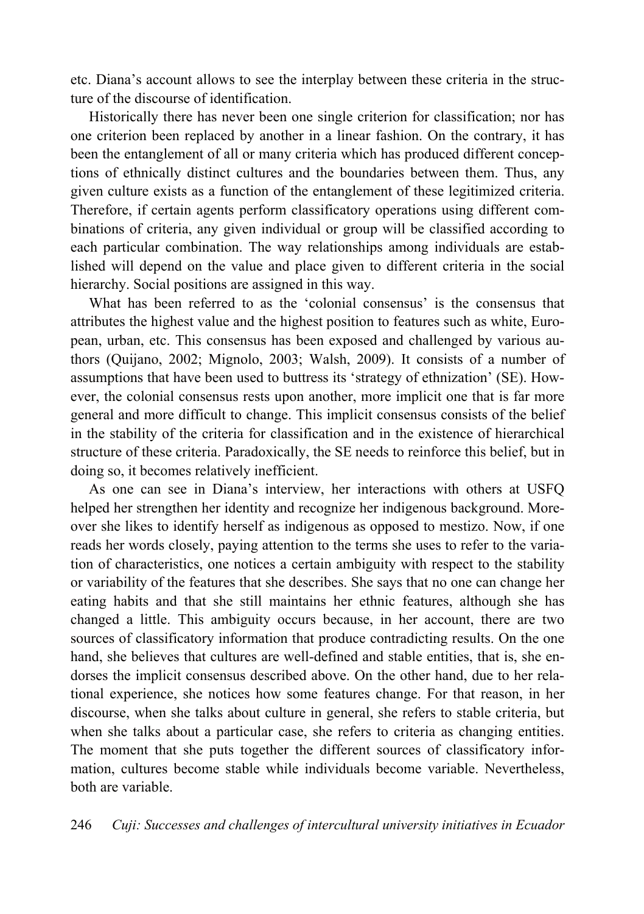etc. Diana's account allows to see the interplay between these criteria in the structure of the discourse of identification.

Historically there has never been one single criterion for classification; nor has one criterion been replaced by another in a linear fashion. On the contrary, it has been the entanglement of all or many criteria which has produced different conceptions of ethnically distinct cultures and the boundaries between them. Thus, any given culture exists as a function of the entanglement of these legitimized criteria. Therefore, if certain agents perform classificatory operations using different combinations of criteria, any given individual or group will be classified according to each particular combination. The way relationships among individuals are established will depend on the value and place given to different criteria in the social hierarchy. Social positions are assigned in this way.

What has been referred to as the 'colonial consensus' is the consensus that attributes the highest value and the highest position to features such as white, European, urban, etc. This consensus has been exposed and challenged by various authors (Quijano, 2002; Mignolo, 2003; Walsh, 2009). It consists of a number of assumptions that have been used to buttress its 'strategy of ethnization' (SE). However, the colonial consensus rests upon another, more implicit one that is far more general and more difficult to change. This implicit consensus consists of the belief in the stability of the criteria for classification and in the existence of hierarchical structure of these criteria. Paradoxically, the SE needs to reinforce this belief, but in doing so, it becomes relatively inefficient.

As one can see in Diana's interview, her interactions with others at USFQ helped her strengthen her identity and recognize her indigenous background. Moreover she likes to identify herself as indigenous as opposed to mestizo. Now, if one reads her words closely, paying attention to the terms she uses to refer to the variation of characteristics, one notices a certain ambiguity with respect to the stability or variability of the features that she describes. She says that no one can change her eating habits and that she still maintains her ethnic features, although she has changed a little. This ambiguity occurs because, in her account, there are two sources of classificatory information that produce contradicting results. On the one hand, she believes that cultures are well-defined and stable entities, that is, she endorses the implicit consensus described above. On the other hand, due to her relational experience, she notices how some features change. For that reason, in her discourse, when she talks about culture in general, she refers to stable criteria, but when she talks about a particular case, she refers to criteria as changing entities. The moment that she puts together the different sources of classificatory information, cultures become stable while individuals become variable. Nevertheless, both are variable.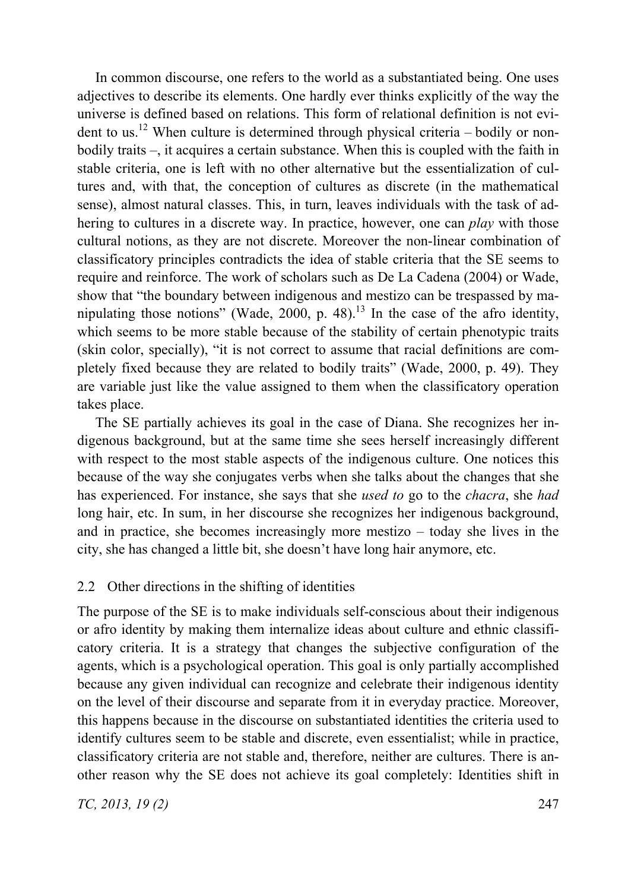In common discourse, one refers to the world as a substantiated being. One uses adjectives to describe its elements. One hardly ever thinks explicitly of the way the universe is defined based on relations. This form of relational definition is not evident to us.[12] When culture is determined through physical criteria – bodily or non-bodily traits –, it acquires a certain substance. When this is coupled with the faith in stable criteria, one is left with no other alternative but the essentialization of cultures and, with that, the conception of cultures as discrete (in the mathematical sense), almost natural classes. This, in turn, leaves individuals with the task of adhering to cultures in a discrete way. In practice, however, one can *play* with those cultural notions, as they are not discrete. Moreover the non-linear combination of classificatory principles contradicts the idea of stable criteria that the SE seems to require and reinforce. The work of scholars such as De La Cadena (2004) or Wade, show that "the boundary between indigenous and mestizo can be trespassed by manipulating those notions" (Wade, 2000, p. 48).[13] In the case of the afro identity, which seems to be more stable because of the stability of certain phenotypic traits (skin color, specially), "it is not correct to assume that racial definitions are completely fixed because they are related to bodily traits" (Wade, 2000, p. 49). They are variable just like the value assigned to them when the classificatory operation takes place.

The SE partially achieves its goal in the case of Diana. She recognizes her indigenous background, but at the same time she sees herself increasingly different with respect to the most stable aspects of the indigenous culture. One notices this because of the way she conjugates verbs when she talks about the changes that she has experienced. For instance, she says that she *used to* go to the *chacra*, she *had* long hair, etc. In sum, in her discourse she recognizes her indigenous background, and in practice, she becomes increasingly more mestizo – today she lives in the city, she has changed a little bit, she doesn't have long hair anymore, etc.

## 2.2 Other directions in the shifting of identities

The purpose of the SE is to make individuals self-conscious about their indigenous or afro identity by making them internalize ideas about culture and ethnic classificatory criteria. It is a strategy that changes the subjective configuration of the agents, which is a psychological operation. This goal is only partially accomplished because any given individual can recognize and celebrate their indigenous identity on the level of their discourse and separate from it in everyday practice. Moreover, this happens because in the discourse on substantiated identities the criteria used to identify cultures seem to be stable and discrete, even essentialist; while in practice, classificatory criteria are not stable and, therefore, neither are cultures. There is another reason why the SE does not achieve its goal completely: Identities shift in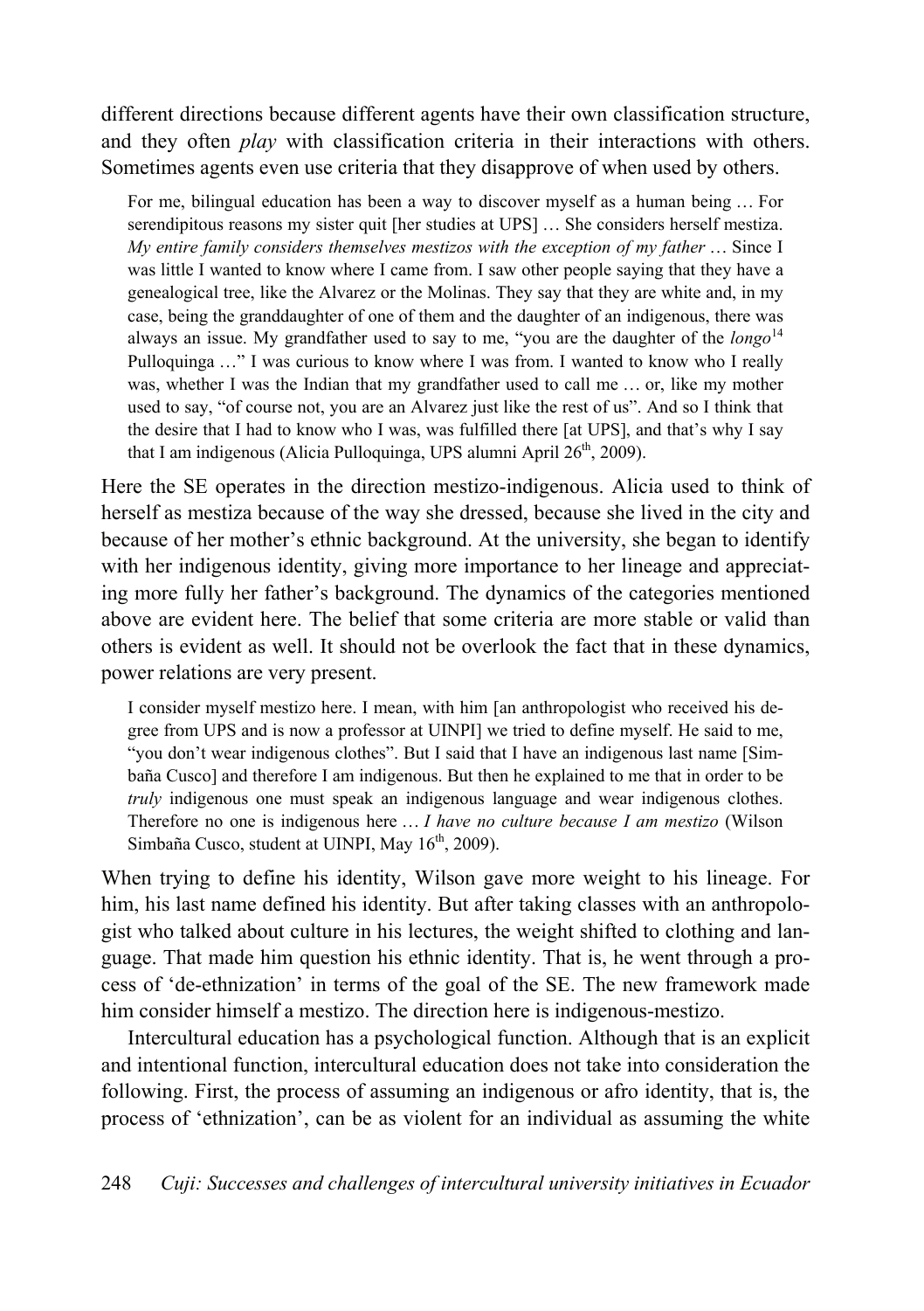different directions because different agents have their own classification structure, and they often *play* with classification criteria in their interactions with others. Sometimes agents even use criteria that they disapprove of when used by others.

> For me, bilingual education has been a way to discover myself as a human being … For serendipitous reasons my sister quit [her studies at UPS] … She considers herself mestiza. *My entire family considers themselves mestizos with the exception of my father* … Since I was little I wanted to know where I came from. I saw other people saying that they have a genealogical tree, like the Alvarez or the Molinas. They say that they are white and, in my case, being the granddaughter of one of them and the daughter of an indigenous, there was always an issue. My grandfather used to say to me, "you are the daughter of the *longo*[14] Pulloquinga …" I was curious to know where I was from. I wanted to know who I really was, whether I was the Indian that my grandfather used to call me … or, like my mother used to say, "of course not, you are an Alvarez just like the rest of us". And so I think that the desire that I had to know who I was, was fulfilled there [at UPS], and that's why I say that I am indigenous (Alicia Pulloquinga, UPS alumni April 26th, 2009).

Here the SE operates in the direction mestizo-indigenous. Alicia used to think of herself as mestiza because of the way she dressed, because she lived in the city and because of her mother's ethnic background. At the university, she began to identify with her indigenous identity, giving more importance to her lineage and appreciating more fully her father's background. The dynamics of the categories mentioned above are evident here. The belief that some criteria are more stable or valid than others is evident as well. It should not be overlook the fact that in these dynamics, power relations are very present.

> I consider myself mestizo here. I mean, with him [an anthropologist who received his degree from UPS and is now a professor at UINPI] we tried to define myself. He said to me, "you don't wear indigenous clothes". But I said that I have an indigenous last name [Simbaña Cusco] and therefore I am indigenous. But then he explained to me that in order to be *truly* indigenous one must speak an indigenous language and wear indigenous clothes. Therefore no one is indigenous here … *I have no culture because I am mestizo* (Wilson Simbaña Cusco, student at UINPI, May 16th, 2009).

When trying to define his identity, Wilson gave more weight to his lineage. For him, his last name defined his identity. But after taking classes with an anthropologist who talked about culture in his lectures, the weight shifted to clothing and language. That made him question his ethnic identity. That is, he went through a process of 'de-ethnization' in terms of the goal of the SE. The new framework made him consider himself a mestizo. The direction here is indigenous-mestizo.

Intercultural education has a psychological function. Although that is an explicit and intentional function, intercultural education does not take into consideration the following. First, the process of assuming an indigenous or afro identity, that is, the process of 'ethnization', can be as violent for an individual as assuming the white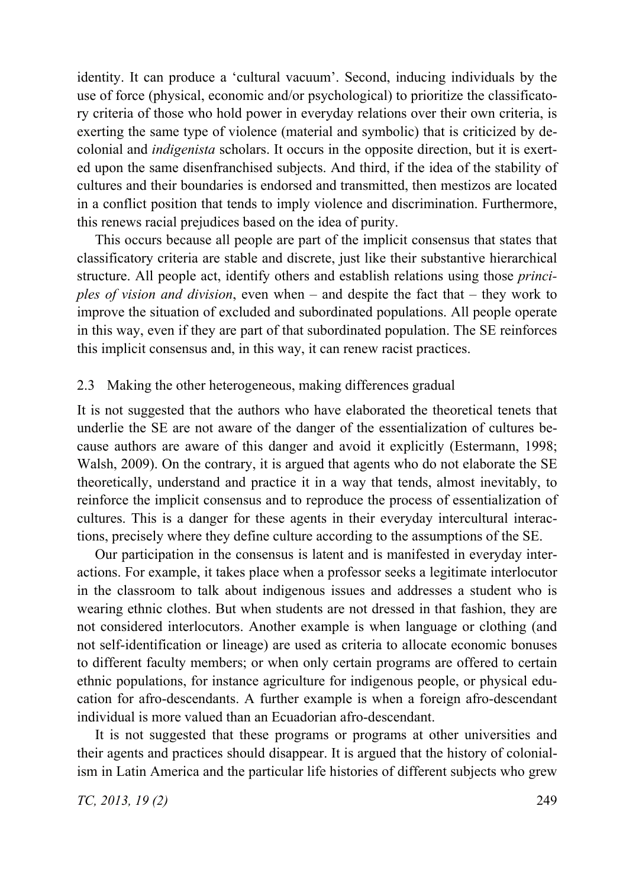identity. It can produce a 'cultural vacuum'. Second, inducing individuals by the use of force (physical, economic and/or psychological) to prioritize the classificatory criteria of those who hold power in everyday relations over their own criteria, is exerting the same type of violence (material and symbolic) that is criticized by decolonial and *indigenista* scholars. It occurs in the opposite direction, but it is exerted upon the same disenfranchised subjects. And third, if the idea of the stability of cultures and their boundaries is endorsed and transmitted, then mestizos are located in a conflict position that tends to imply violence and discrimination. Furthermore, this renews racial prejudices based on the idea of purity.

This occurs because all people are part of the implicit consensus that states that classificatory criteria are stable and discrete, just like their substantive hierarchical structure. All people act, identify others and establish relations using those *principles of vision and division*, even when – and despite the fact that – they work to improve the situation of excluded and subordinated populations. All people operate in this way, even if they are part of that subordinated population. The SE reinforces this implicit consensus and, in this way, it can renew racist practices.

### 2.3 Making the other heterogeneous, making differences gradual

It is not suggested that the authors who have elaborated the theoretical tenets that underlie the SE are not aware of the danger of the essentialization of cultures because authors are aware of this danger and avoid it explicitly (Estermann, 1998; Walsh, 2009). On the contrary, it is argued that agents who do not elaborate the SE theoretically, understand and practice it in a way that tends, almost inevitably, to reinforce the implicit consensus and to reproduce the process of essentialization of cultures. This is a danger for these agents in their everyday intercultural interactions, precisely where they define culture according to the assumptions of the SE.

Our participation in the consensus is latent and is manifested in everyday interactions. For example, it takes place when a professor seeks a legitimate interlocutor in the classroom to talk about indigenous issues and addresses a student who is wearing ethnic clothes. But when students are not dressed in that fashion, they are not considered interlocutors. Another example is when language or clothing (and not self-identification or lineage) are used as criteria to allocate economic bonuses to different faculty members; or when only certain programs are offered to certain ethnic populations, for instance agriculture for indigenous people, or physical education for afro-descendants. A further example is when a foreign afro-descendant individual is more valued than an Ecuadorian afro-descendant.

It is not suggested that these programs or programs at other universities and their agents and practices should disappear. It is argued that the history of colonialism in Latin America and the particular life histories of different subjects who grew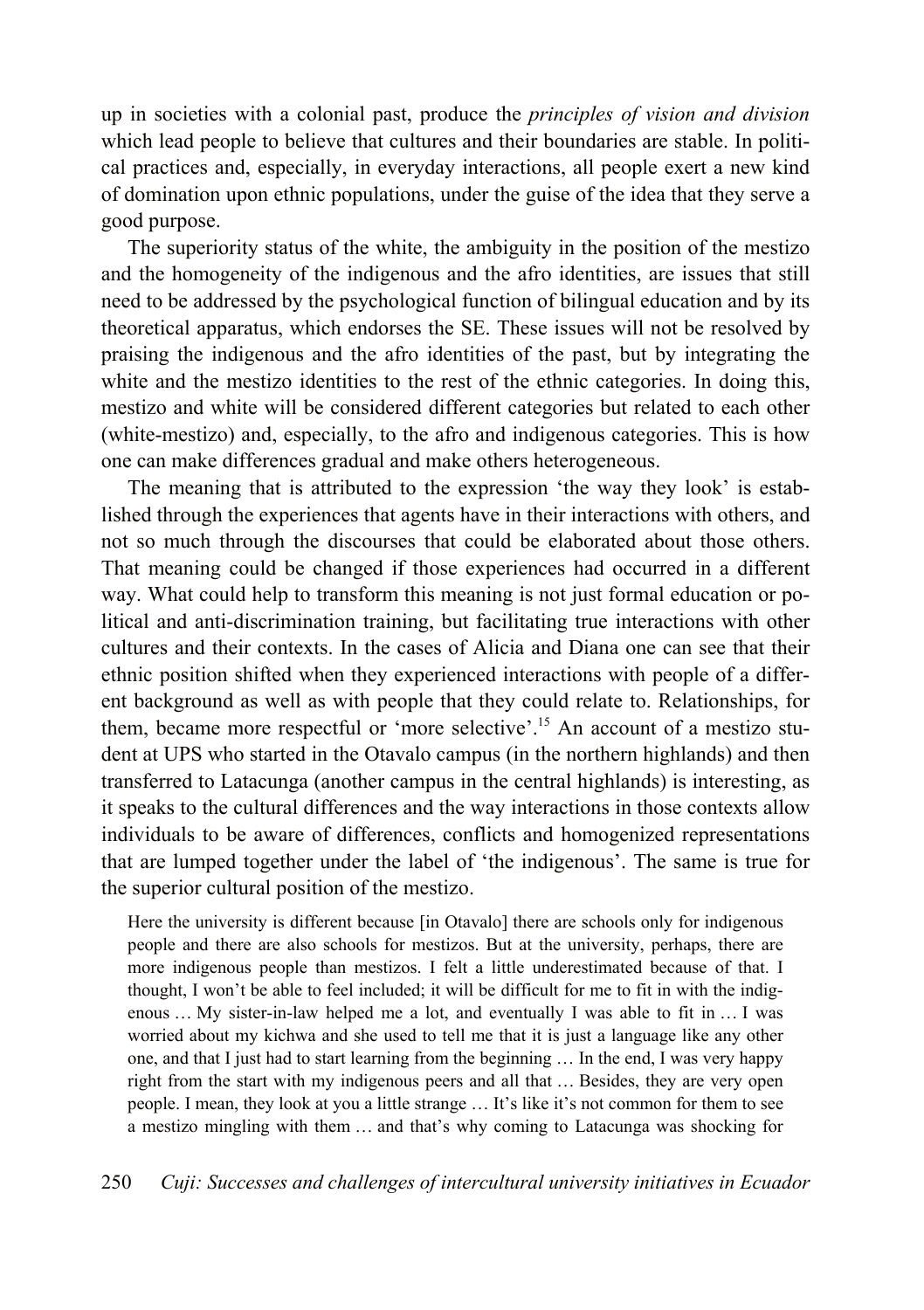up in societies with a colonial past, produce the *principles of vision and division* which lead people to believe that cultures and their boundaries are stable. In political practices and, especially, in everyday interactions, all people exert a new kind of domination upon ethnic populations, under the guise of the idea that they serve a good purpose.

The superiority status of the white, the ambiguity in the position of the mestizo and the homogeneity of the indigenous and the afro identities, are issues that still need to be addressed by the psychological function of bilingual education and by its theoretical apparatus, which endorses the SE. These issues will not be resolved by praising the indigenous and the afro identities of the past, but by integrating the white and the mestizo identities to the rest of the ethnic categories. In doing this, mestizo and white will be considered different categories but related to each other (white-mestizo) and, especially, to the afro and indigenous categories. This is how one can make differences gradual and make others heterogeneous.

The meaning that is attributed to the expression 'the way they look' is established through the experiences that agents have in their interactions with others, and not so much through the discourses that could be elaborated about those others. That meaning could be changed if those experiences had occurred in a different way. What could help to transform this meaning is not just formal education or political and anti-discrimination training, but facilitating true interactions with other cultures and their contexts. In the cases of Alicia and Diana one can see that their ethnic position shifted when they experienced interactions with people of a different background as well as with people that they could relate to. Relationships, for them, became more respectful or 'more selective'.[15] An account of a mestizo student at UPS who started in the Otavalo campus (in the northern highlands) and then transferred to Latacunga (another campus in the central highlands) is interesting, as it speaks to the cultural differences and the way interactions in those contexts allow individuals to be aware of differences, conflicts and homogenized representations that are lumped together under the label of 'the indigenous'. The same is true for the superior cultural position of the mestizo.

> Here the university is different because [in Otavalo] there are schools only for indigenous people and there are also schools for mestizos. But at the university, perhaps, there are more indigenous people than mestizos. I felt a little underestimated because of that. I thought, I won't be able to feel included; it will be difficult for me to fit in with the indigenous … My sister-in-law helped me a lot, and eventually I was able to fit in … I was worried about my kichwa and she used to tell me that it is just a language like any other one, and that I just had to start learning from the beginning … In the end, I was very happy right from the start with my indigenous peers and all that … Besides, they are very open people. I mean, they look at you a little strange … It's like it's not common for them to see a mestizo mingling with them … and that's why coming to Latacunga was shocking for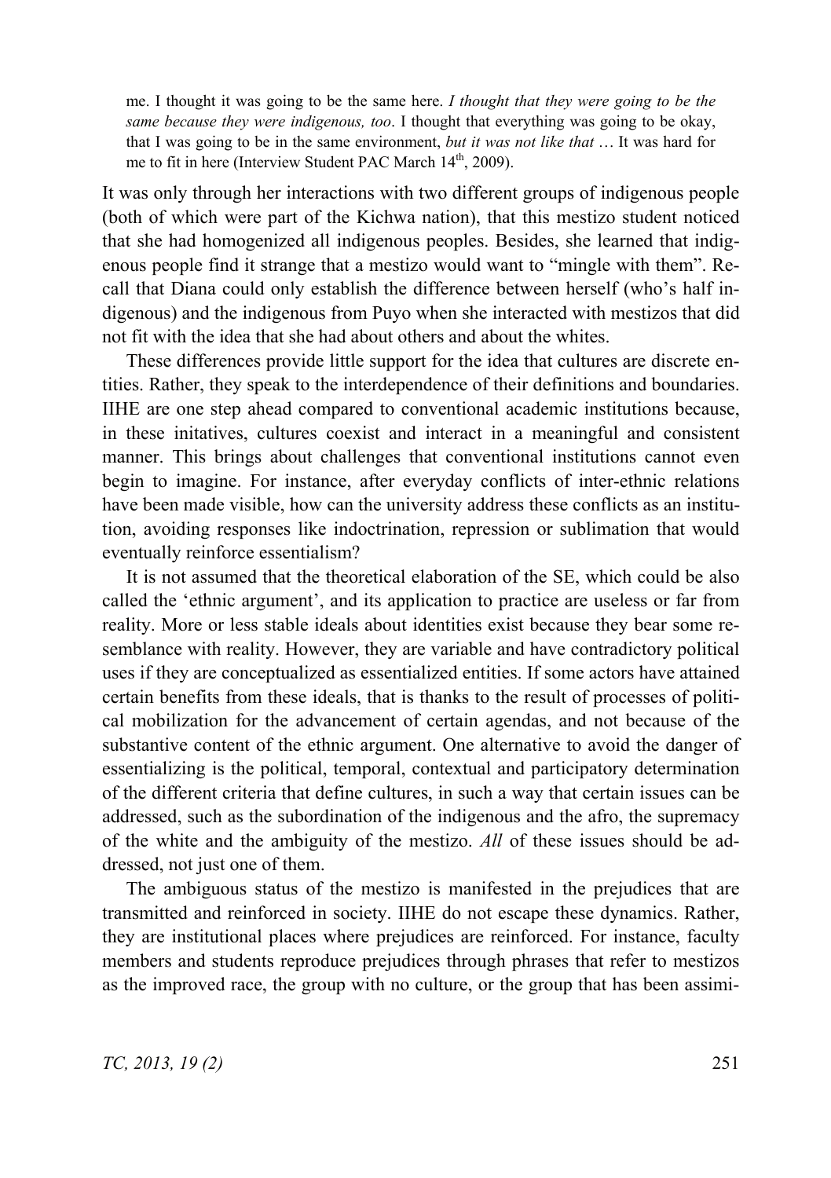> me. I thought it was going to be the same here. *I thought that they were going to be the same because they were indigenous, too*. I thought that everything was going to be okay, that I was going to be in the same environment, *but it was not like that* … It was hard for me to fit in here (Interview Student PAC March 14th, 2009).

It was only through her interactions with two different groups of indigenous people (both of which were part of the Kichwa nation), that this mestizo student noticed that she had homogenized all indigenous peoples. Besides, she learned that indigenous people find it strange that a mestizo would want to "mingle with them". Recall that Diana could only establish the difference between herself (who's half indigenous) and the indigenous from Puyo when she interacted with mestizos that did not fit with the idea that she had about others and about the whites.

These differences provide little support for the idea that cultures are discrete entities. Rather, they speak to the interdependence of their definitions and boundaries. IIHE are one step ahead compared to conventional academic institutions because, in these initatives, cultures coexist and interact in a meaningful and consistent manner. This brings about challenges that conventional institutions cannot even begin to imagine. For instance, after everyday conflicts of inter-ethnic relations have been made visible, how can the university address these conflicts as an institution, avoiding responses like indoctrination, repression or sublimation that would eventually reinforce essentialism?

It is not assumed that the theoretical elaboration of the SE, which could be also called the 'ethnic argument', and its application to practice are useless or far from reality. More or less stable ideals about identities exist because they bear some resemblance with reality. However, they are variable and have contradictory political uses if they are conceptualized as essentialized entities. If some actors have attained certain benefits from these ideals, that is thanks to the result of processes of political mobilization for the advancement of certain agendas, and not because of the substantive content of the ethnic argument. One alternative to avoid the danger of essentializing is the political, temporal, contextual and participatory determination of the different criteria that define cultures, in such a way that certain issues can be addressed, such as the subordination of the indigenous and the afro, the supremacy of the white and the ambiguity of the mestizo. *All* of these issues should be addressed, not just one of them.

The ambiguous status of the mestizo is manifested in the prejudices that are transmitted and reinforced in society. IIHE do not escape these dynamics. Rather, they are institutional places where prejudices are reinforced. For instance, faculty members and students reproduce prejudices through phrases that refer to mestizos as the improved race, the group with no culture, or the group that has been assimi-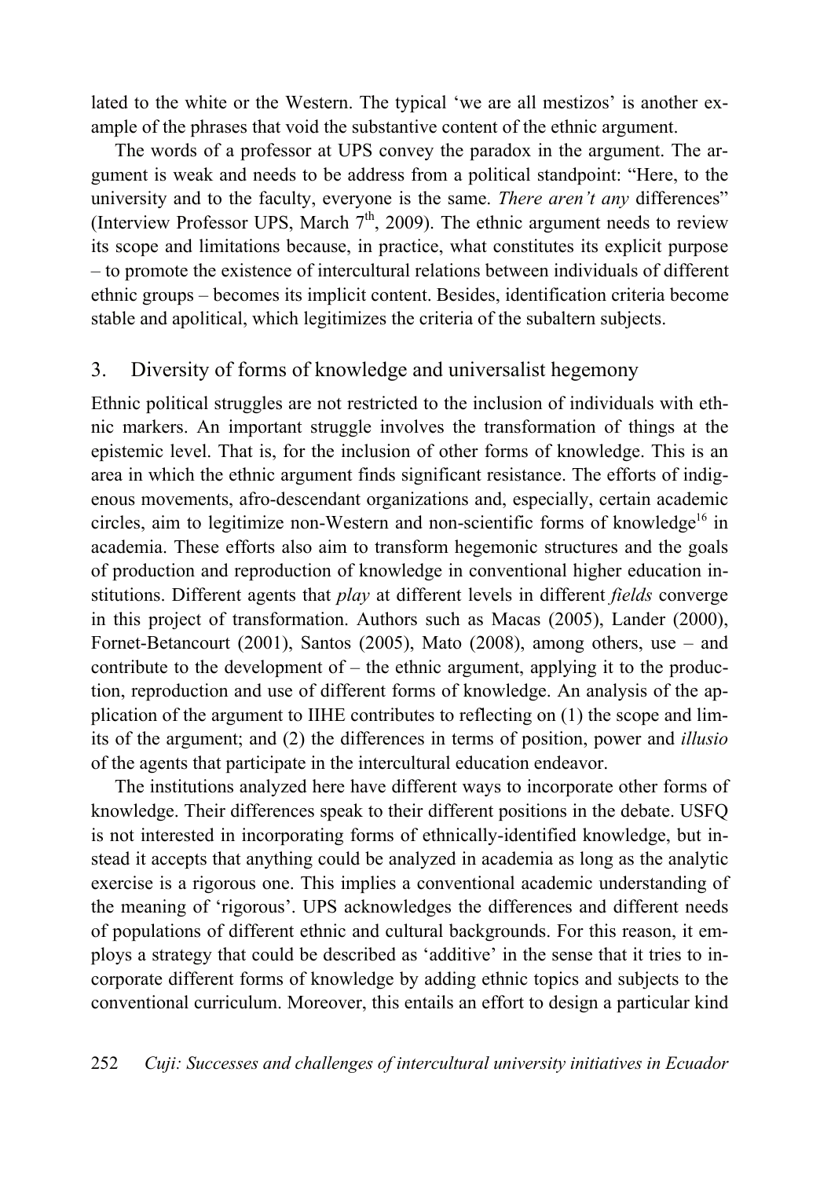lated to the white or the Western. The typical 'we are all mestizos' is another example of the phrases that void the substantive content of the ethnic argument.

The words of a professor at UPS convey the paradox in the argument. The argument is weak and needs to be address from a political standpoint: "Here, to the university and to the faculty, everyone is the same. *There aren't any* differences" (Interview Professor UPS, March 7th, 2009). The ethnic argument needs to review its scope and limitations because, in practice, what constitutes its explicit purpose – to promote the existence of intercultural relations between individuals of different ethnic groups – becomes its implicit content. Besides, identification criteria become stable and apolitical, which legitimizes the criteria of the subaltern subjects.

## 3. Diversity of forms of knowledge and universalist hegemony

Ethnic political struggles are not restricted to the inclusion of individuals with ethnic markers. An important struggle involves the transformation of things at the epistemic level. That is, for the inclusion of other forms of knowledge. This is an area in which the ethnic argument finds significant resistance. The efforts of indigenous movements, afro-descendant organizations and, especially, certain academic circles, aim to legitimize non-Western and non-scientific forms of knowledge[16] in academia. These efforts also aim to transform hegemonic structures and the goals of production and reproduction of knowledge in conventional higher education institutions. Different agents that *play* at different levels in different *fields* converge in this project of transformation. Authors such as Macas (2005), Lander (2000), Fornet-Betancourt (2001), Santos (2005), Mato (2008), among others, use – and contribute to the development of – the ethnic argument, applying it to the production, reproduction and use of different forms of knowledge. An analysis of the application of the argument to IIHE contributes to reflecting on (1) the scope and limits of the argument; and (2) the differences in terms of position, power and *illusio* of the agents that participate in the intercultural education endeavor.

The institutions analyzed here have different ways to incorporate other forms of knowledge. Their differences speak to their different positions in the debate. USFQ is not interested in incorporating forms of ethnically-identified knowledge, but instead it accepts that anything could be analyzed in academia as long as the analytic exercise is a rigorous one. This implies a conventional academic understanding of the meaning of 'rigorous'. UPS acknowledges the differences and different needs of populations of different ethnic and cultural backgrounds. For this reason, it employs a strategy that could be described as 'additive' in the sense that it tries to incorporate different forms of knowledge by adding ethnic topics and subjects to the conventional curriculum. Moreover, this entails an effort to design a particular kind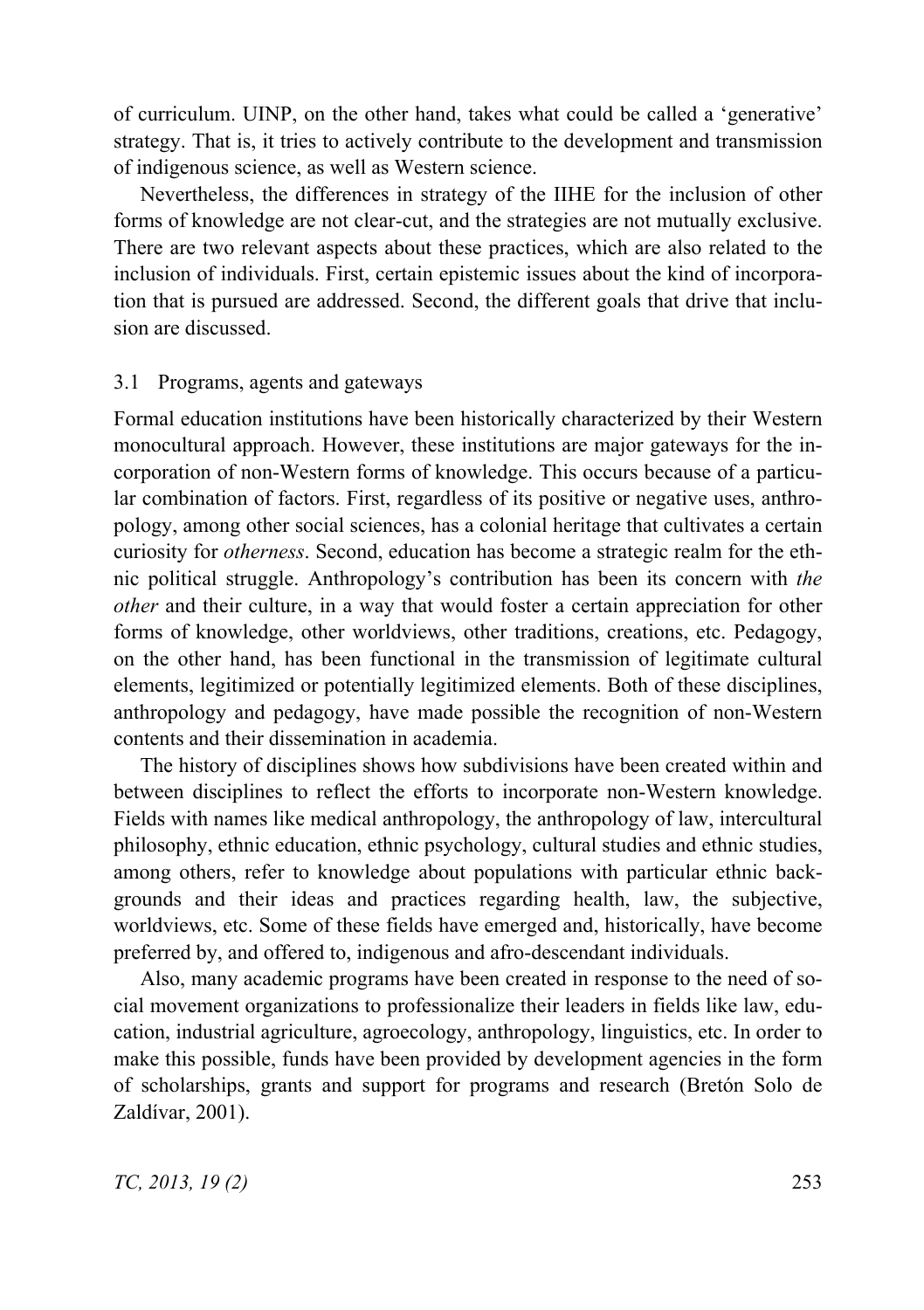of curriculum. UINP, on the other hand, takes what could be called a 'generative' strategy. That is, it tries to actively contribute to the development and transmission of indigenous science, as well as Western science.

Nevertheless, the differences in strategy of the IIHE for the inclusion of other forms of knowledge are not clear-cut, and the strategies are not mutually exclusive. There are two relevant aspects about these practices, which are also related to the inclusion of individuals. First, certain epistemic issues about the kind of incorporation that is pursued are addressed. Second, the different goals that drive that inclusion are discussed.

### 3.1 Programs, agents and gateways

Formal education institutions have been historically characterized by their Western monocultural approach. However, these institutions are major gateways for the incorporation of non-Western forms of knowledge. This occurs because of a particular combination of factors. First, regardless of its positive or negative uses, anthropology, among other social sciences, has a colonial heritage that cultivates a certain curiosity for *otherness*. Second, education has become a strategic realm for the ethnic political struggle. Anthropology's contribution has been its concern with *the other* and their culture, in a way that would foster a certain appreciation for other forms of knowledge, other worldviews, other traditions, creations, etc. Pedagogy, on the other hand, has been functional in the transmission of legitimate cultural elements, legitimized or potentially legitimized elements. Both of these disciplines, anthropology and pedagogy, have made possible the recognition of non-Western contents and their dissemination in academia.

The history of disciplines shows how subdivisions have been created within and between disciplines to reflect the efforts to incorporate non-Western knowledge. Fields with names like medical anthropology, the anthropology of law, intercultural philosophy, ethnic education, ethnic psychology, cultural studies and ethnic studies, among others, refer to knowledge about populations with particular ethnic backgrounds and their ideas and practices regarding health, law, the subjective, worldviews, etc. Some of these fields have emerged and, historically, have become preferred by, and offered to, indigenous and afro-descendant individuals.

Also, many academic programs have been created in response to the need of social movement organizations to professionalize their leaders in fields like law, education, industrial agriculture, agroecology, anthropology, linguistics, etc. In order to make this possible, funds have been provided by development agencies in the form of scholarships, grants and support for programs and research (Bretón Solo de Zaldívar, 2001).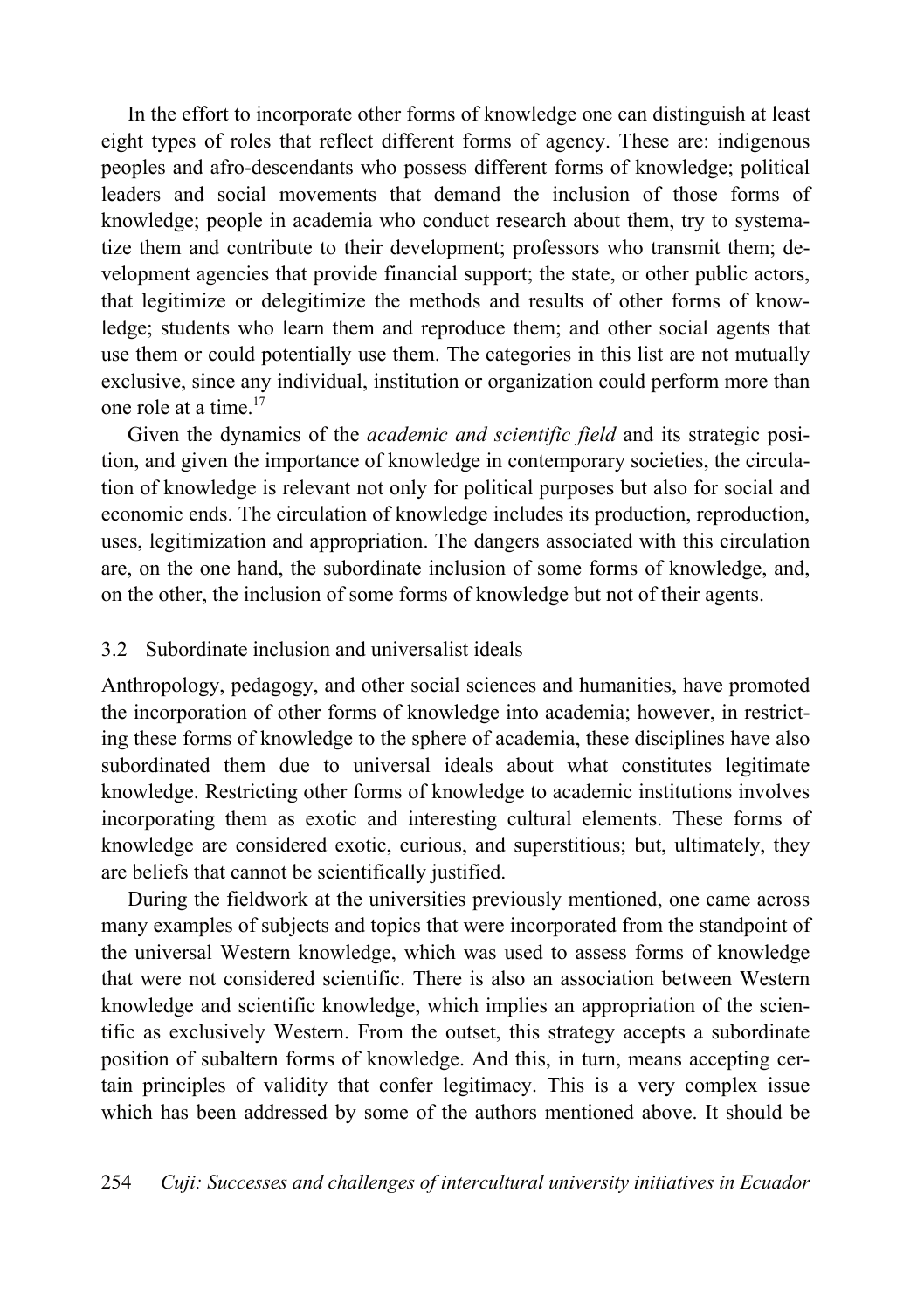In the effort to incorporate other forms of knowledge one can distinguish at least eight types of roles that reflect different forms of agency. These are: indigenous peoples and afro-descendants who possess different forms of knowledge; political leaders and social movements that demand the inclusion of those forms of knowledge; people in academia who conduct research about them, try to systematize them and contribute to their development; professors who transmit them; development agencies that provide financial support; the state, or other public actors, that legitimize or delegitimize the methods and results of other forms of knowledge; students who learn them and reproduce them; and other social agents that use them or could potentially use them. The categories in this list are not mutually exclusive, since any individual, institution or organization could perform more than one role at a time.[17]

Given the dynamics of the *academic and scientific field* and its strategic position, and given the importance of knowledge in contemporary societies, the circulation of knowledge is relevant not only for political purposes but also for social and economic ends. The circulation of knowledge includes its production, reproduction, uses, legitimization and appropriation. The dangers associated with this circulation are, on the one hand, the subordinate inclusion of some forms of knowledge, and, on the other, the inclusion of some forms of knowledge but not of their agents.

### 3.2 Subordinate inclusion and universalist ideals

Anthropology, pedagogy, and other social sciences and humanities, have promoted the incorporation of other forms of knowledge into academia; however, in restricting these forms of knowledge to the sphere of academia, these disciplines have also subordinated them due to universal ideals about what constitutes legitimate knowledge. Restricting other forms of knowledge to academic institutions involves incorporating them as exotic and interesting cultural elements. These forms of knowledge are considered exotic, curious, and superstitious; but, ultimately, they are beliefs that cannot be scientifically justified.

During the fieldwork at the universities previously mentioned, one came across many examples of subjects and topics that were incorporated from the standpoint of the universal Western knowledge, which was used to assess forms of knowledge that were not considered scientific. There is also an association between Western knowledge and scientific knowledge, which implies an appropriation of the scientific as exclusively Western. From the outset, this strategy accepts a subordinate position of subaltern forms of knowledge. And this, in turn, means accepting certain principles of validity that confer legitimacy. This is a very complex issue which has been addressed by some of the authors mentioned above. It should be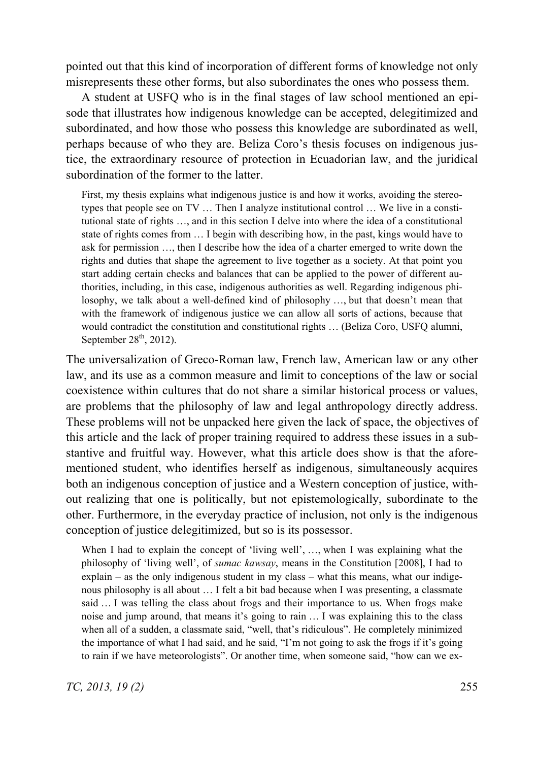pointed out that this kind of incorporation of different forms of knowledge not only misrepresents these other forms, but also subordinates the ones who possess them.

A student at USFQ who is in the final stages of law school mentioned an episode that illustrates how indigenous knowledge can be accepted, delegitimized and subordinated, and how those who possess this knowledge are subordinated as well, perhaps because of who they are. Beliza Coro's thesis focuses on indigenous justice, the extraordinary resource of protection in Ecuadorian law, and the juridical subordination of the former to the latter.

> First, my thesis explains what indigenous justice is and how it works, avoiding the stereotypes that people see on TV … Then I analyze institutional control … We live in a constitutional state of rights …, and in this section I delve into where the idea of a constitutional state of rights comes from … I begin with describing how, in the past, kings would have to ask for permission …, then I describe how the idea of a charter emerged to write down the rights and duties that shape the agreement to live together as a society. At that point you start adding certain checks and balances that can be applied to the power of different authorities, including, in this case, indigenous authorities as well. Regarding indigenous philosophy, we talk about a well-defined kind of philosophy …, but that doesn't mean that with the framework of indigenous justice we can allow all sorts of actions, because that would contradict the constitution and constitutional rights … (Beliza Coro, USFQ alumni, September 28th, 2012).

The universalization of Greco-Roman law, French law, American law or any other law, and its use as a common measure and limit to conceptions of the law or social coexistence within cultures that do not share a similar historical process or values, are problems that the philosophy of law and legal anthropology directly address. These problems will not be unpacked here given the lack of space, the objectives of this article and the lack of proper training required to address these issues in a substantive and fruitful way. However, what this article does show is that the aforementioned student, who identifies herself as indigenous, simultaneously acquires both an indigenous conception of justice and a Western conception of justice, without realizing that one is politically, but not epistemologically, subordinate to the other. Furthermore, in the everyday practice of inclusion, not only is the indigenous conception of justice delegitimized, but so is its possessor.

> When I had to explain the concept of 'living well', …, when I was explaining what the philosophy of 'living well', of *sumac kawsay*, means in the Constitution [2008], I had to explain – as the only indigenous student in my class – what this means, what our indigenous philosophy is all about … I felt a bit bad because when I was presenting, a classmate said … I was telling the class about frogs and their importance to us. When frogs make noise and jump around, that means it's going to rain … I was explaining this to the class when all of a sudden, a classmate said, "well, that's ridiculous". He completely minimized the importance of what I had said, and he said, "I'm not going to ask the frogs if it's going to rain if we have meteorologists". Or another time, when someone said, "how can we ex-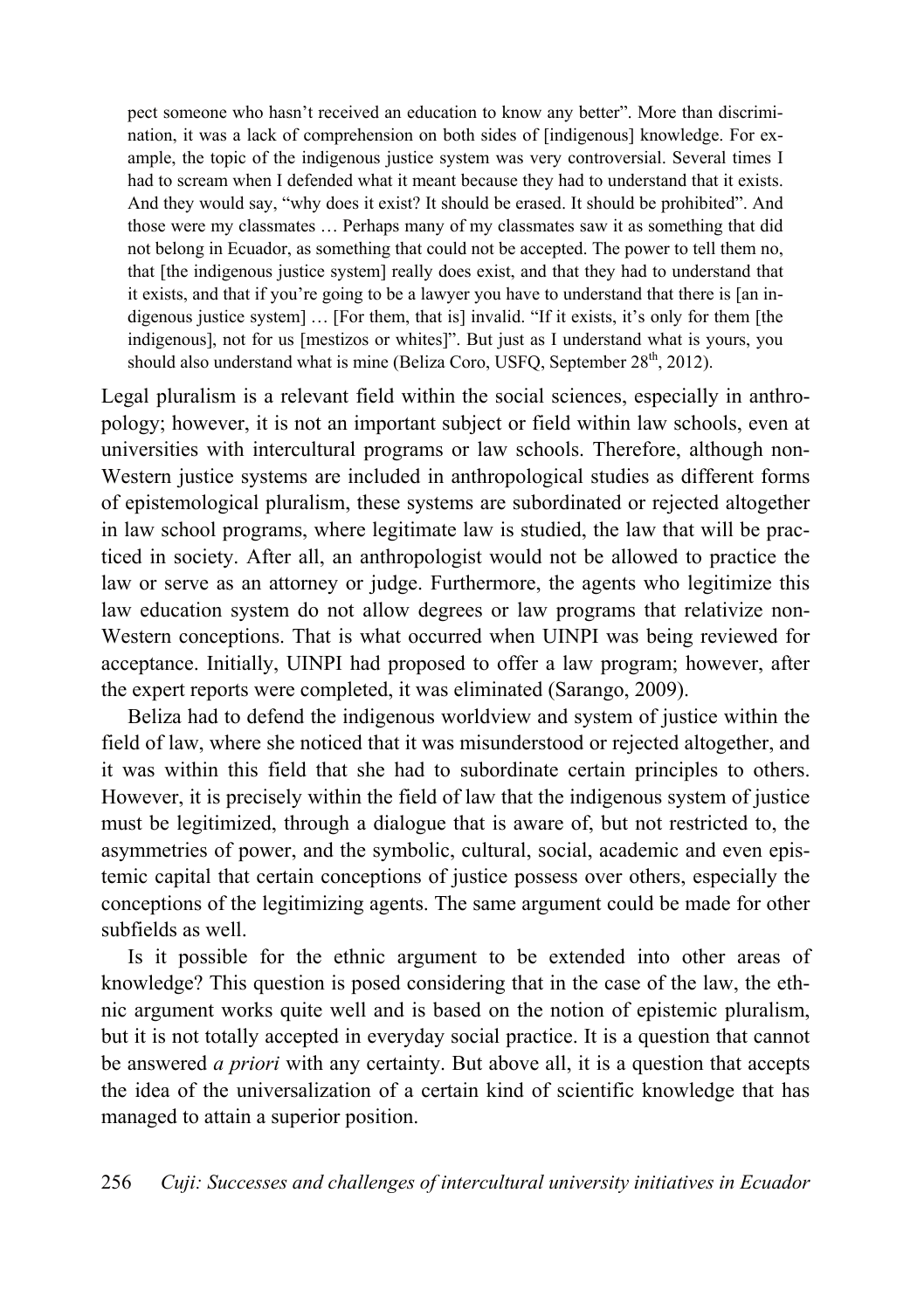> pect someone who hasn't received an education to know any better". More than discrimination, it was a lack of comprehension on both sides of [indigenous] knowledge. For example, the topic of the indigenous justice system was very controversial. Several times I had to scream when I defended what it meant because they had to understand that it exists. And they would say, "why does it exist? It should be erased. It should be prohibited". And those were my classmates … Perhaps many of my classmates saw it as something that did not belong in Ecuador, as something that could not be accepted. The power to tell them no, that [the indigenous justice system] really does exist, and that they had to understand that it exists, and that if you're going to be a lawyer you have to understand that there is [an indigenous justice system] … [For them, that is] invalid. "If it exists, it's only for them [the indigenous], not for us [mestizos or whites]". But just as I understand what is yours, you should also understand what is mine (Beliza Coro, USFQ, September 28th, 2012).

Legal pluralism is a relevant field within the social sciences, especially in anthropology; however, it is not an important subject or field within law schools, even at universities with intercultural programs or law schools. Therefore, although non-Western justice systems are included in anthropological studies as different forms of epistemological pluralism, these systems are subordinated or rejected altogether in law school programs, where legitimate law is studied, the law that will be practiced in society. After all, an anthropologist would not be allowed to practice the law or serve as an attorney or judge. Furthermore, the agents who legitimize this law education system do not allow degrees or law programs that relativize non-Western conceptions. That is what occurred when UINPI was being reviewed for acceptance. Initially, UINPI had proposed to offer a law program; however, after the expert reports were completed, it was eliminated (Sarango, 2009).

Beliza had to defend the indigenous worldview and system of justice within the field of law, where she noticed that it was misunderstood or rejected altogether, and it was within this field that she had to subordinate certain principles to others. However, it is precisely within the field of law that the indigenous system of justice must be legitimized, through a dialogue that is aware of, but not restricted to, the asymmetries of power, and the symbolic, cultural, social, academic and even epistemic capital that certain conceptions of justice possess over others, especially the conceptions of the legitimizing agents. The same argument could be made for other subfields as well.

Is it possible for the ethnic argument to be extended into other areas of knowledge? This question is posed considering that in the case of the law, the ethnic argument works quite well and is based on the notion of epistemic pluralism, but it is not totally accepted in everyday social practice. It is a question that cannot be answered *a priori* with any certainty. But above all, it is a question that accepts the idea of the universalization of a certain kind of scientific knowledge that has managed to attain a superior position.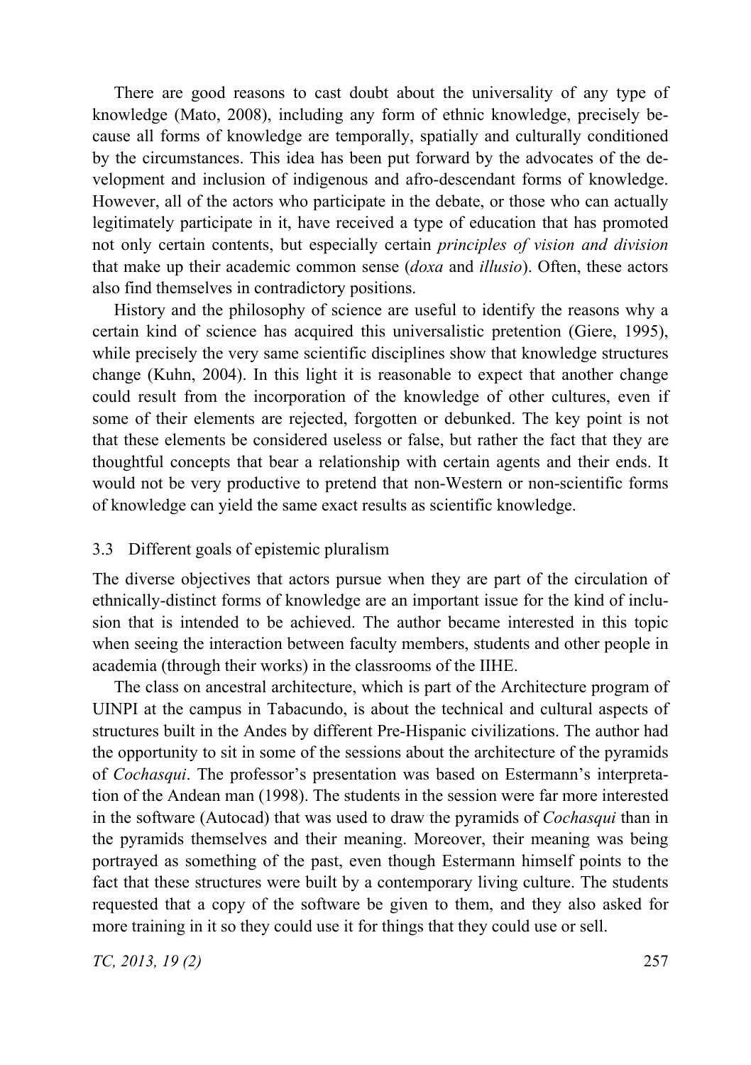There are good reasons to cast doubt about the universality of any type of knowledge (Mato, 2008), including any form of ethnic knowledge, precisely because all forms of knowledge are temporally, spatially and culturally conditioned by the circumstances. This idea has been put forward by the advocates of the development and inclusion of indigenous and afro-descendant forms of knowledge. However, all of the actors who participate in the debate, or those who can actually legitimately participate in it, have received a type of education that has promoted not only certain contents, but especially certain *principles of vision and division* that make up their academic common sense (*doxa* and *illusio*). Often, these actors also find themselves in contradictory positions.

History and the philosophy of science are useful to identify the reasons why a certain kind of science has acquired this universalistic pretention (Giere, 1995), while precisely the very same scientific disciplines show that knowledge structures change (Kuhn, 2004). In this light it is reasonable to expect that another change could result from the incorporation of the knowledge of other cultures, even if some of their elements are rejected, forgotten or debunked. The key point is not that these elements be considered useless or false, but rather the fact that they are thoughtful concepts that bear a relationship with certain agents and their ends. It would not be very productive to pretend that non-Western or non-scientific forms of knowledge can yield the same exact results as scientific knowledge.

### 3.3 Different goals of epistemic pluralism

The diverse objectives that actors pursue when they are part of the circulation of ethnically-distinct forms of knowledge are an important issue for the kind of inclusion that is intended to be achieved. The author became interested in this topic when seeing the interaction between faculty members, students and other people in academia (through their works) in the classrooms of the IIHE.

The class on ancestral architecture, which is part of the Architecture program of UINPI at the campus in Tabacundo, is about the technical and cultural aspects of structures built in the Andes by different Pre-Hispanic civilizations. The author had the opportunity to sit in some of the sessions about the architecture of the pyramids of *Cochasqui*. The professor's presentation was based on Estermann's interpretation of the Andean man (1998). The students in the session were far more interested in the software (Autocad) that was used to draw the pyramids of *Cochasqui* than in the pyramids themselves and their meaning. Moreover, their meaning was being portrayed as something of the past, even though Estermann himself points to the fact that these structures were built by a contemporary living culture. The students requested that a copy of the software be given to them, and they also asked for more training in it so they could use it for things that they could use or sell.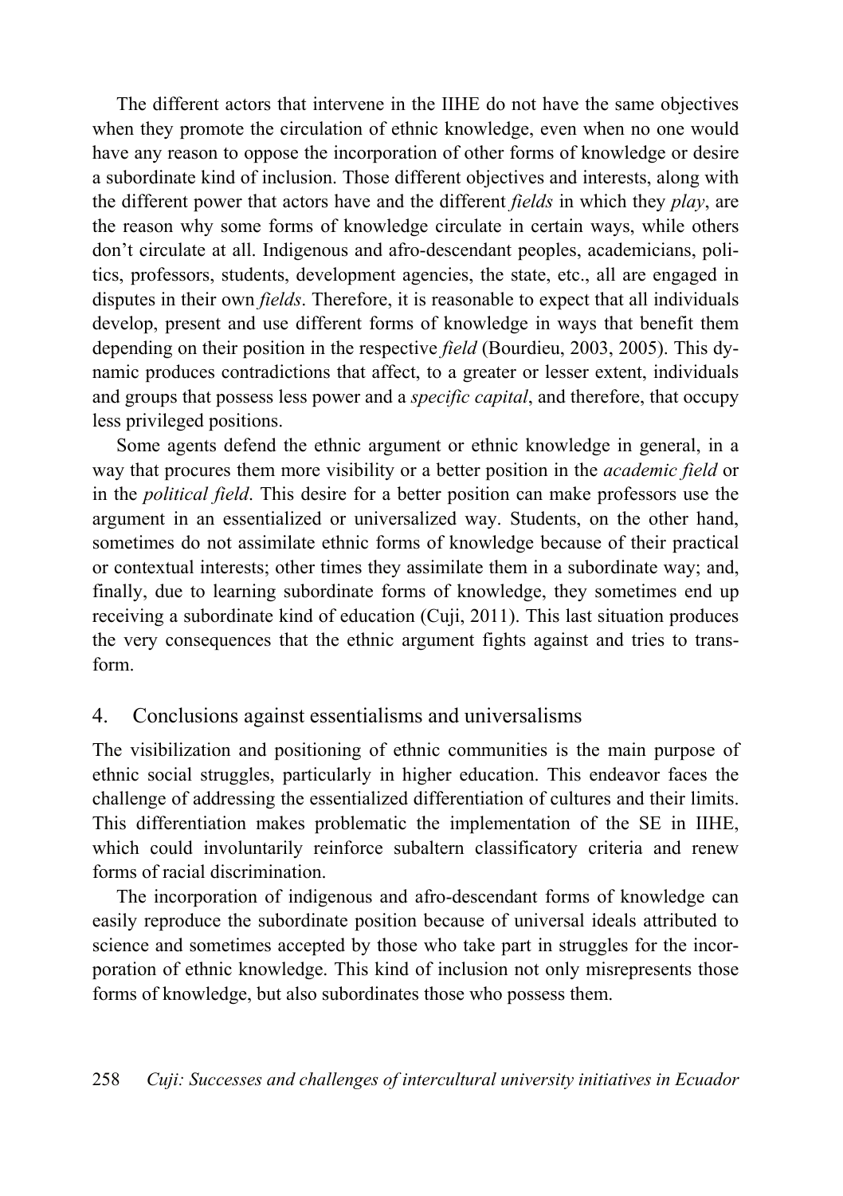The different actors that intervene in the IIHE do not have the same objectives when they promote the circulation of ethnic knowledge, even when no one would have any reason to oppose the incorporation of other forms of knowledge or desire a subordinate kind of inclusion. Those different objectives and interests, along with the different power that actors have and the different *fields* in which they *play*, are the reason why some forms of knowledge circulate in certain ways, while others don't circulate at all. Indigenous and afro-descendant peoples, academicians, politics, professors, students, development agencies, the state, etc., all are engaged in disputes in their own *fields*. Therefore, it is reasonable to expect that all individuals develop, present and use different forms of knowledge in ways that benefit them depending on their position in the respective *field* (Bourdieu, 2003, 2005). This dynamic produces contradictions that affect, to a greater or lesser extent, individuals and groups that possess less power and a *specific capital*, and therefore, that occupy less privileged positions.

Some agents defend the ethnic argument or ethnic knowledge in general, in a way that procures them more visibility or a better position in the *academic field* or in the *political field*. This desire for a better position can make professors use the argument in an essentialized or universalized way. Students, on the other hand, sometimes do not assimilate ethnic forms of knowledge because of their practical or contextual interests; other times they assimilate them in a subordinate way; and, finally, due to learning subordinate forms of knowledge, they sometimes end up receiving a subordinate kind of education (Cuji, 2011). This last situation produces the very consequences that the ethnic argument fights against and tries to transform.

## 4. Conclusions against essentialisms and universalisms

The visibilization and positioning of ethnic communities is the main purpose of ethnic social struggles, particularly in higher education. This endeavor faces the challenge of addressing the essentialized differentiation of cultures and their limits. This differentiation makes problematic the implementation of the SE in IIHE, which could involuntarily reinforce subaltern classificatory criteria and renew forms of racial discrimination.

The incorporation of indigenous and afro-descendant forms of knowledge can easily reproduce the subordinate position because of universal ideals attributed to science and sometimes accepted by those who take part in struggles for the incorporation of ethnic knowledge. This kind of inclusion not only misrepresents those forms of knowledge, but also subordinates those who possess them.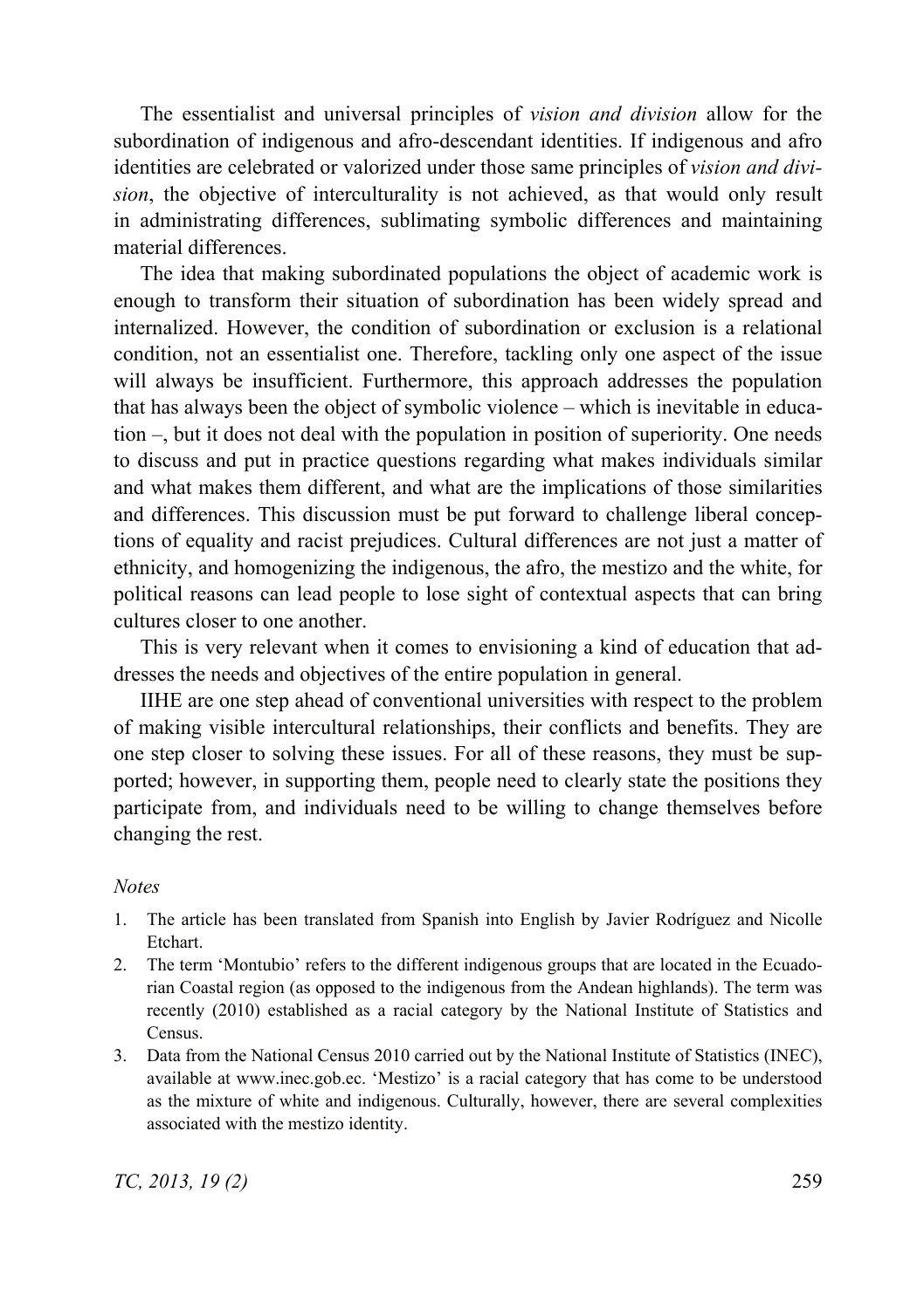The essentialist and universal principles of *vision and division* allow for the subordination of indigenous and afro-descendant identities. If indigenous and afro identities are celebrated or valorized under those same principles of *vision and division*, the objective of interculturality is not achieved, as that would only result in administrating differences, sublimating symbolic differences and maintaining material differences.

The idea that making subordinated populations the object of academic work is enough to transform their situation of subordination has been widely spread and internalized. However, the condition of subordination or exclusion is a relational condition, not an essentialist one. Therefore, tackling only one aspect of the issue will always be insufficient. Furthermore, this approach addresses the population that has always been the object of symbolic violence – which is inevitable in education –, but it does not deal with the population in position of superiority. One needs to discuss and put in practice questions regarding what makes individuals similar and what makes them different, and what are the implications of those similarities and differences. This discussion must be put forward to challenge liberal conceptions of equality and racist prejudices. Cultural differences are not just a matter of ethnicity, and homogenizing the indigenous, the afro, the mestizo and the white, for political reasons can lead people to lose sight of contextual aspects that can bring cultures closer to one another.

This is very relevant when it comes to envisioning a kind of education that addresses the needs and objectives of the entire population in general.

IIHE are one step ahead of conventional universities with respect to the problem of making visible intercultural relationships, their conflicts and benefits. They are one step closer to solving these issues. For all of these reasons, they must be supported; however, in supporting them, people need to clearly state the positions they participate from, and individuals need to be willing to change themselves before changing the rest.

*Notes*

1. The article has been translated from Spanish into English by Javier Rodríguez and Nicolle Etchart.
2. The term 'Montubio' refers to the different indigenous groups that are located in the Ecuadorian Coastal region (as opposed to the indigenous from the Andean highlands). The term was recently (2010) established as a racial category by the National Institute of Statistics and Census.
3. Data from the National Census 2010 carried out by the National Institute of Statistics (INEC), available at www.inec.gob.ec. 'Mestizo' is a racial category that has come to be understood as the mixture of white and indigenous. Culturally, however, there are several complexities associated with the mestizo identity.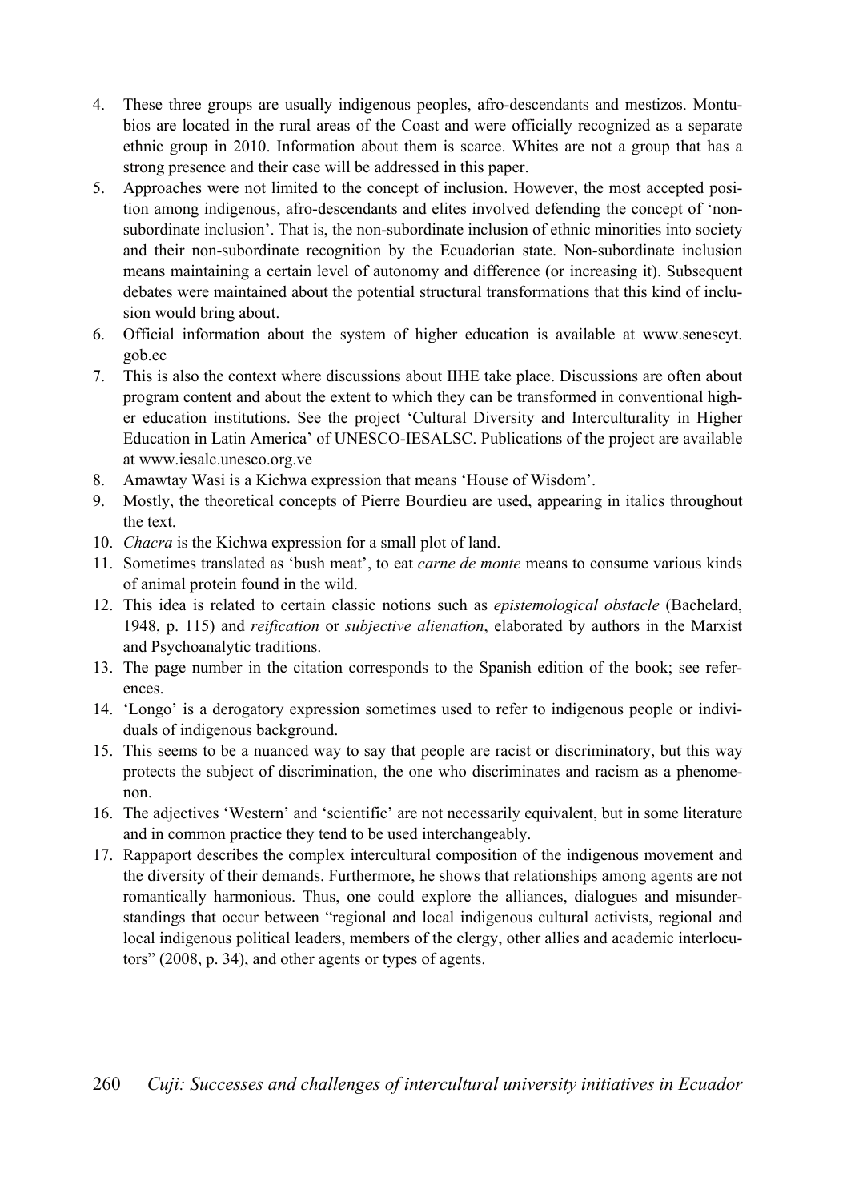4. These three groups are usually indigenous peoples, afro-descendants and mestizos. Montubios are located in the rural areas of the Coast and were officially recognized as a separate ethnic group in 2010. Information about them is scarce. Whites are not a group that has a strong presence and their case will be addressed in this paper.
5. Approaches were not limited to the concept of inclusion. However, the most accepted position among indigenous, afro-descendants and elites involved defending the concept of 'non-subordinate inclusion'. That is, the non-subordinate inclusion of ethnic minorities into society and their non-subordinate recognition by the Ecuadorian state. Non-subordinate inclusion means maintaining a certain level of autonomy and difference (or increasing it). Subsequent debates were maintained about the potential structural transformations that this kind of inclusion would bring about.
6. Official information about the system of higher education is available at www.senescyt.gob.ec
7. This is also the context where discussions about IIHE take place. Discussions are often about program content and about the extent to which they can be transformed in conventional higher education institutions. See the project 'Cultural Diversity and Interculturality in Higher Education in Latin America' of UNESCO-IESALSC. Publications of the project are available at www.iesalc.unesco.org.ve
8. Amawtay Wasi is a Kichwa expression that means 'House of Wisdom'.
9. Mostly, the theoretical concepts of Pierre Bourdieu are used, appearing in italics throughout the text.
10. *Chacra* is the Kichwa expression for a small plot of land.
11. Sometimes translated as 'bush meat', to eat *carne de monte* means to consume various kinds of animal protein found in the wild.
12. This idea is related to certain classic notions such as *epistemological obstacle* (Bachelard, 1948, p. 115) and *reification* or *subjective alienation*, elaborated by authors in the Marxist and Psychoanalytic traditions.
13. The page number in the citation corresponds to the Spanish edition of the book; see references.
14. 'Longo' is a derogatory expression sometimes used to refer to indigenous people or individuals of indigenous background.
15. This seems to be a nuanced way to say that people are racist or discriminatory, but this way protects the subject of discrimination, the one who discriminates and racism as a phenomenon.
16. The adjectives 'Western' and 'scientific' are not necessarily equivalent, but in some literature and in common practice they tend to be used interchangeably.
17. Rappaport describes the complex intercultural composition of the indigenous movement and the diversity of their demands. Furthermore, he shows that relationships among agents are not romantically harmonious. Thus, one could explore the alliances, dialogues and misunderstandings that occur between "regional and local indigenous cultural activists, regional and local indigenous political leaders, members of the clergy, other allies and academic interlocutors" (2008, p. 34), and other agents or types of agents.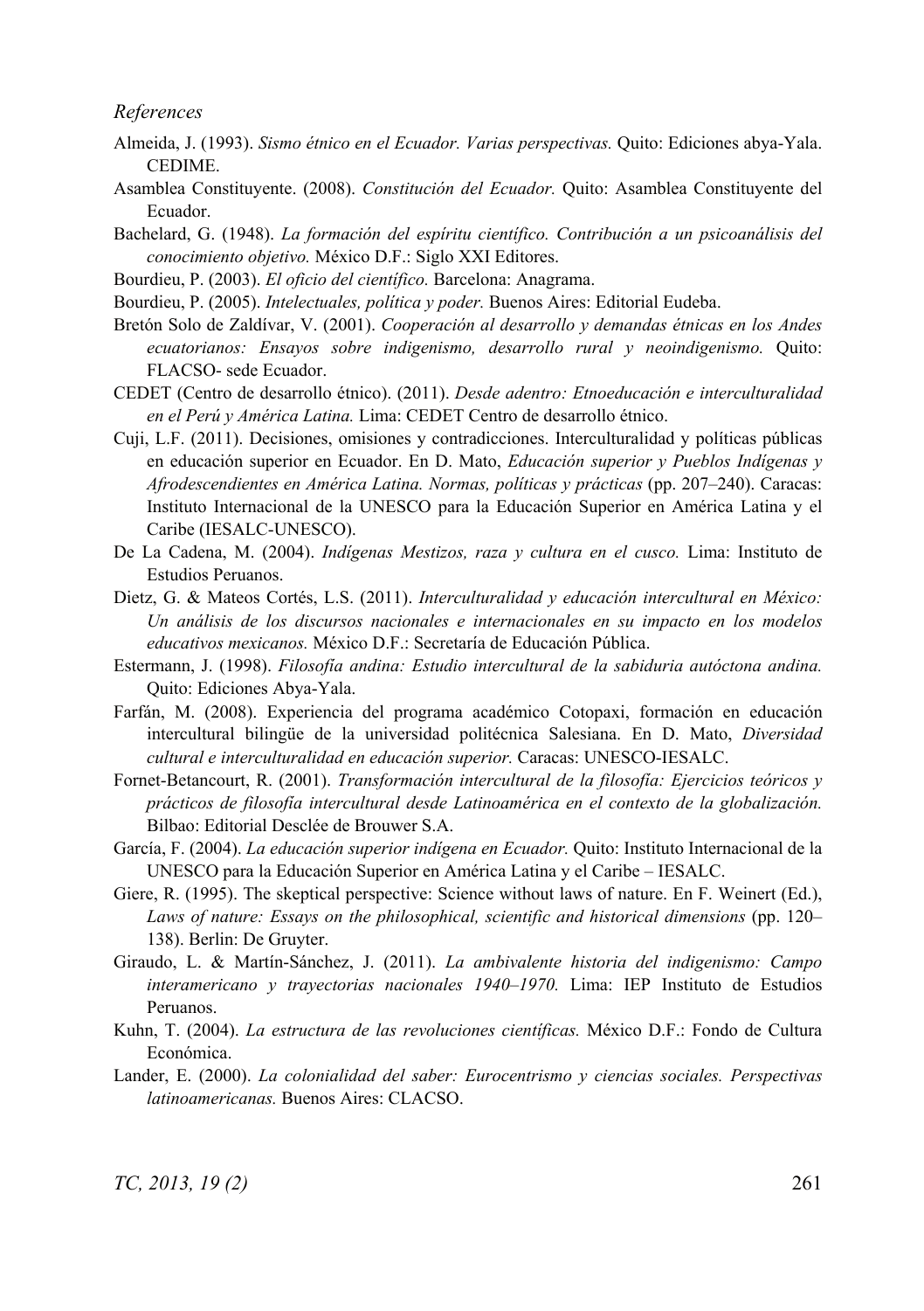*References*

Almeida, J. (1993). *Sismo étnico en el Ecuador. Varias perspectivas.* Quito: Ediciones abya-Yala. CEDIME.

Asamblea Constituyente. (2008). *Constitución del Ecuador.* Quito: Asamblea Constituyente del Ecuador.

Bachelard, G. (1948). *La formación del espíritu científico. Contribución a un psicoanálisis del conocimiento objetivo.* México D.F.: Siglo XXI Editores.

Bourdieu, P. (2003). *El oficio del científico.* Barcelona: Anagrama.

Bourdieu, P. (2005). *Intelectuales, política y poder.* Buenos Aires: Editorial Eudeba.

Bretón Solo de Zaldívar, V. (2001). *Cooperación al desarrollo y demandas étnicas en los Andes ecuatorianos: Ensayos sobre indigenismo, desarrollo rural y neoindigenismo.* Quito: FLACSO- sede Ecuador.

CEDET (Centro de desarrollo étnico). (2011). *Desde adentro: Etnoeducación e interculturalidad en el Perú y América Latina.* Lima: CEDET Centro de desarrollo étnico.

Cuji, L.F. (2011). Decisiones, omisiones y contradicciones. Interculturalidad y políticas públicas en educación superior en Ecuador. En D. Mato, *Educación superior y Pueblos Indígenas y Afrodescendientes en América Latina. Normas, políticas y prácticas* (pp. 207–240). Caracas: Instituto Internacional de la UNESCO para la Educación Superior en América Latina y el Caribe (IESALC-UNESCO).

De La Cadena, M. (2004). *Indígenas Mestizos, raza y cultura en el cusco.* Lima: Instituto de Estudios Peruanos.

Dietz, G. & Mateos Cortés, L.S. (2011). *Interculturalidad y educación intercultural en México: Un análisis de los discursos nacionales e internacionales en su impacto en los modelos educativos mexicanos.* México D.F.: Secretaría de Educación Pública.

Estermann, J. (1998). *Filosofía andina: Estudio intercultural de la sabiduria autóctona andina.* Quito: Ediciones Abya-Yala.

Farfán, M. (2008). Experiencia del programa académico Cotopaxi, formación en educación intercultural bilingüe de la universidad politécnica Salesiana. En D. Mato, *Diversidad cultural e interculturalidad en educación superior.* Caracas: UNESCO-IESALC.

Fornet-Betancourt, R. (2001). *Transformación intercultural de la filosofía: Ejercicios teóricos y prácticos de filosofía intercultural desde Latinoamérica en el contexto de la globalización.* Bilbao: Editorial Desclée de Brouwer S.A.

García, F. (2004). *La educación superior indígena en Ecuador.* Quito: Instituto Internacional de la UNESCO para la Educación Superior en América Latina y el Caribe – IESALC.

Giere, R. (1995). The skeptical perspective: Science without laws of nature. En F. Weinert (Ed.), *Laws of nature: Essays on the philosophical, scientific and historical dimensions* (pp. 120–138). Berlin: De Gruyter.

Giraudo, L. & Martín-Sánchez, J. (2011). *La ambivalente historia del indigenismo: Campo interamericano y trayectorias nacionales 1940–1970.* Lima: IEP Instituto de Estudios Peruanos.

Kuhn, T. (2004). *La estructura de las revoluciones científicas.* México D.F.: Fondo de Cultura Económica.

Lander, E. (2000). *La colonialidad del saber: Eurocentrismo y ciencias sociales. Perspectivas latinoamericanas.* Buenos Aires: CLACSO.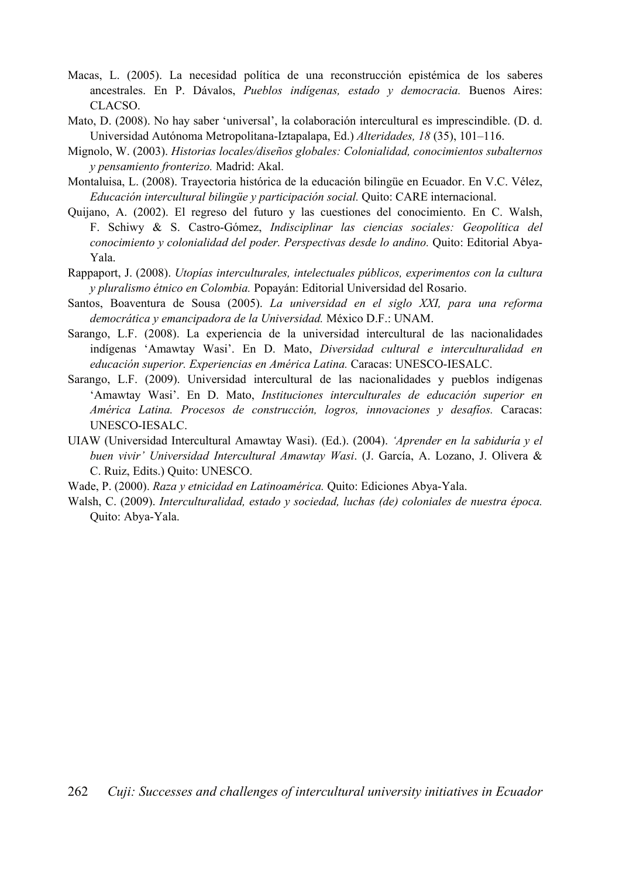Macas, L. (2005). La necesidad política de una reconstrucción epistémica de los saberes ancestrales. En P. Dávalos, *Pueblos indígenas, estado y democracia.* Buenos Aires: CLACSO.

Mato, D. (2008). No hay saber 'universal', la colaboración intercultural es imprescindible. (D. d. Universidad Autónoma Metropolitana-Iztapalapa, Ed.) *Alteridades, 18* (35), 101–116.

Mignolo, W. (2003). *Historias locales/diseños globales: Colonialidad, conocimientos subalternos y pensamiento fronterizo.* Madrid: Akal.

Montaluisa, L. (2008). Trayectoria histórica de la educación bilingüe en Ecuador. En V.C. Vélez, *Educación intercultural bilingüe y participación social.* Quito: CARE internacional.

Quijano, A. (2002). El regreso del futuro y las cuestiones del conocimiento. En C. Walsh, F. Schiwy & S. Castro-Gómez, *Indisciplinar las ciencias sociales: Geopolítica del conocimiento y colonialidad del poder. Perspectivas desde lo andino.* Quito: Editorial Abya-Yala.

Rappaport, J. (2008). *Utopías interculturales, intelectuales públicos, experimentos con la cultura y pluralismo étnico en Colombia.* Popayán: Editorial Universidad del Rosario.

Santos, Boaventura de Sousa (2005). *La universidad en el siglo XXI, para una reforma democrática y emancipadora de la Universidad.* México D.F.: UNAM.

Sarango, L.F. (2008). La experiencia de la universidad intercultural de las nacionalidades indígenas 'Amawtay Wasi'. En D. Mato, *Diversidad cultural e interculturalidad en educación superior. Experiencias en América Latina.* Caracas: UNESCO-IESALC.

Sarango, L.F. (2009). Universidad intercultural de las nacionalidades y pueblos indígenas 'Amawtay Wasi'. En D. Mato, *Instituciones interculturales de educación superior en América Latina. Procesos de construcción, logros, innovaciones y desafíos.* Caracas: UNESCO-IESALC.

UIAW (Universidad Intercultural Amawtay Wasi). (Ed.). (2004). *'Aprender en la sabiduría y el buen vivir' Universidad Intercultural Amawtay Wasi*. (J. García, A. Lozano, J. Olivera & C. Ruiz, Edits.) Quito: UNESCO.

Wade, P. (2000). *Raza y etnicidad en Latinoamérica.* Quito: Ediciones Abya-Yala.

Walsh, C. (2009). *Interculturalidad, estado y sociedad, luchas (de) coloniales de nuestra época.* Quito: Abya-Yala.